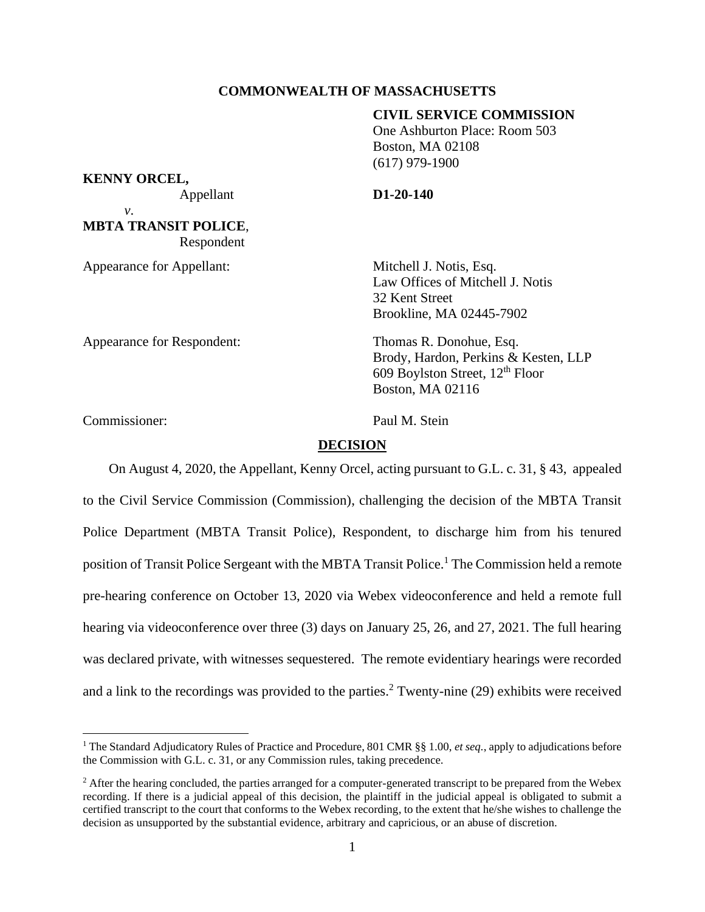**COMMONWEALTH OF MASSACHUSETTS**

**CIVIL SERVICE COMMISSION**
One Ashburton Place: Room 503
Boston, MA 02108
(617) 979-1900

**KENNY ORCEL,**
Appellant

*v*.

**MBTA TRANSIT POLICE**,
Respondent

**D1-20-140**

Appearance for Appellant: Mitchell J. Notis, Esq.
Law Offices of Mitchell J. Notis
32 Kent Street
Brookline, MA 02445-7902

Appearance for Respondent: Thomas R. Donohue, Esq.
Brody, Hardon, Perkins & Kesten, LLP
609 Boylston Street, 12th Floor
Boston, MA 02116

Commissioner: Paul M. Stein

## DECISION

On August 4, 2020, the Appellant, Kenny Orcel, acting pursuant to G.L. c. 31, § 43, appealed to the Civil Service Commission (Commission), challenging the decision of the MBTA Transit Police Department (MBTA Transit Police), Respondent, to discharge him from his tenured position of Transit Police Sergeant with the MBTA Transit Police.[1] The Commission held a remote pre-hearing conference on October 13, 2020 via Webex videoconference and held a remote full hearing via videoconference over three (3) days on January 25, 26, and 27, 2021. The full hearing was declared private, with witnesses sequestered. The remote evidentiary hearings were recorded and a link to the recordings was provided to the parties.[2] Twenty-nine (29) exhibits were received

---

[1] The Standard Adjudicatory Rules of Practice and Procedure, 801 CMR §§ 1.00, *et seq.*, apply to adjudications before the Commission with G.L. c. 31, or any Commission rules, taking precedence.

[2] After the hearing concluded, the parties arranged for a computer-generated transcript to be prepared from the Webex recording. If there is a judicial appeal of this decision, the plaintiff in the judicial appeal is obligated to submit a certified transcript to the court that conforms to the Webex recording, to the extent that he/she wishes to challenge the decision as unsupported by the substantial evidence, arbitrary and capricious, or an abuse of discretion.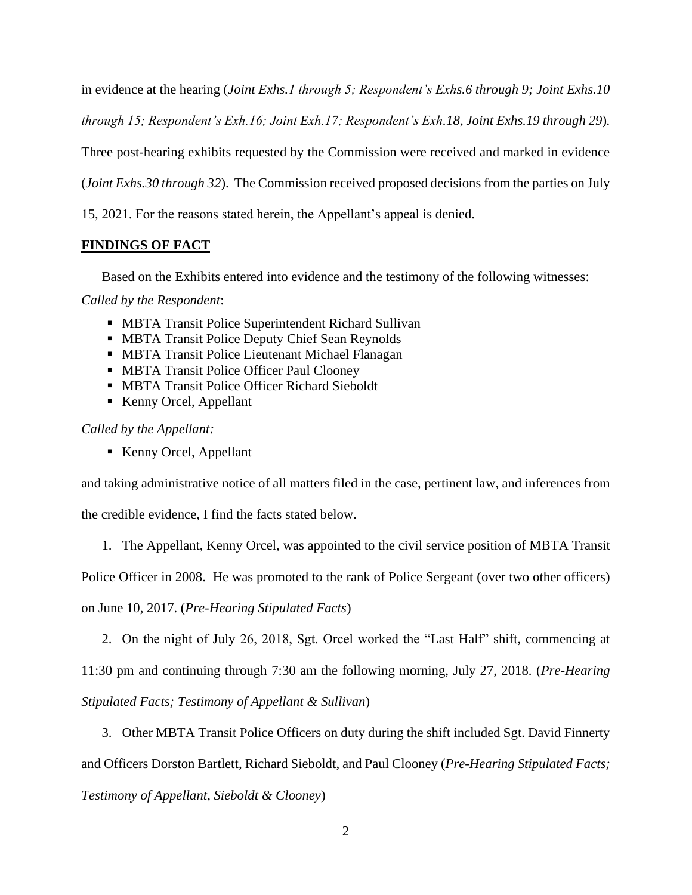in evidence at the hearing (*Joint Exhs.1 through 5; Respondent's Exhs.6 through 9; Joint Exhs.10 through 15; Respondent's Exh.16; Joint Exh.17; Respondent's Exh.18, Joint Exhs.19 through 29*). Three post-hearing exhibits requested by the Commission were received and marked in evidence (*Joint Exhs.30 through 32*). The Commission received proposed decisions from the parties on July 15, 2021. For the reasons stated herein, the Appellant's appeal is denied.

## FINDINGS OF FACT

Based on the Exhibits entered into evidence and the testimony of the following witnesses:

*Called by the Respondent*:

- MBTA Transit Police Superintendent Richard Sullivan
- MBTA Transit Police Deputy Chief Sean Reynolds
- MBTA Transit Police Lieutenant Michael Flanagan
- MBTA Transit Police Officer Paul Clooney
- MBTA Transit Police Officer Richard Sieboldt
- Kenny Orcel, Appellant

*Called by the Appellant:*

- Kenny Orcel, Appellant

and taking administrative notice of all matters filed in the case, pertinent law, and inferences from the credible evidence, I find the facts stated below.

1. The Appellant, Kenny Orcel, was appointed to the civil service position of MBTA Transit Police Officer in 2008. He was promoted to the rank of Police Sergeant (over two other officers) on June 10, 2017. (*Pre-Hearing Stipulated Facts*)

2. On the night of July 26, 2018, Sgt. Orcel worked the "Last Half" shift, commencing at 11:30 pm and continuing through 7:30 am the following morning, July 27, 2018. (*Pre-Hearing Stipulated Facts; Testimony of Appellant & Sullivan*)

3. Other MBTA Transit Police Officers on duty during the shift included Sgt. David Finnerty and Officers Dorston Bartlett, Richard Sieboldt, and Paul Clooney (*Pre-Hearing Stipulated Facts; Testimony of Appellant, Sieboldt & Clooney*)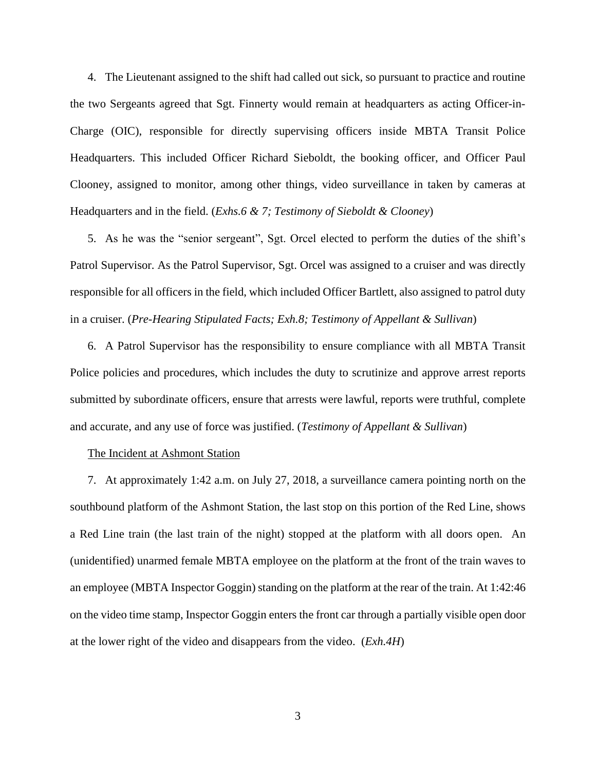4. The Lieutenant assigned to the shift had called out sick, so pursuant to practice and routine the two Sergeants agreed that Sgt. Finnerty would remain at headquarters as acting Officer-in-Charge (OIC), responsible for directly supervising officers inside MBTA Transit Police Headquarters. This included Officer Richard Sieboldt, the booking officer, and Officer Paul Clooney, assigned to monitor, among other things, video surveillance in taken by cameras at Headquarters and in the field. (*Exhs.6 & 7; Testimony of Sieboldt & Clooney*)

5. As he was the "senior sergeant", Sgt. Orcel elected to perform the duties of the shift's Patrol Supervisor. As the Patrol Supervisor, Sgt. Orcel was assigned to a cruiser and was directly responsible for all officers in the field, which included Officer Bartlett, also assigned to patrol duty in a cruiser. (*Pre-Hearing Stipulated Facts; Exh.8; Testimony of Appellant & Sullivan*)

6. A Patrol Supervisor has the responsibility to ensure compliance with all MBTA Transit Police policies and procedures, which includes the duty to scrutinize and approve arrest reports submitted by subordinate officers, ensure that arrests were lawful, reports were truthful, complete and accurate, and any use of force was justified. (*Testimony of Appellant & Sullivan*)

<u>The Incident at Ashmont Station</u>

7. At approximately 1:42 a.m. on July 27, 2018, a surveillance camera pointing north on the southbound platform of the Ashmont Station, the last stop on this portion of the Red Line, shows a Red Line train (the last train of the night) stopped at the platform with all doors open. An (unidentified) unarmed female MBTA employee on the platform at the front of the train waves to an employee (MBTA Inspector Goggin) standing on the platform at the rear of the train. At 1:42:46 on the video time stamp, Inspector Goggin enters the front car through a partially visible open door at the lower right of the video and disappears from the video. (*Exh.4H*)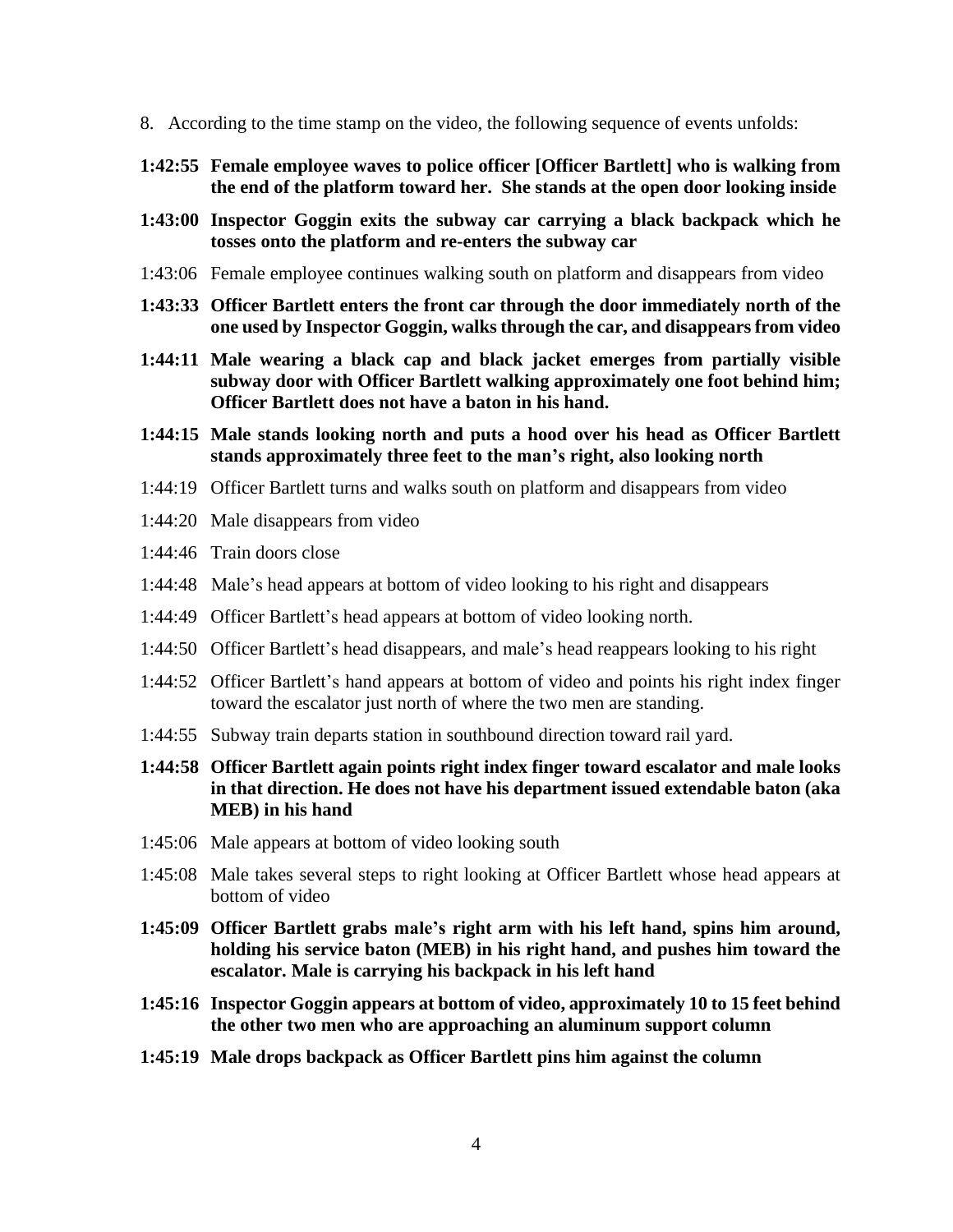8. According to the time stamp on the video, the following sequence of events unfolds:

**1:42:55 Female employee waves to police officer [Officer Bartlett] who is walking from the end of the platform toward her. She stands at the open door looking inside**

**1:43:00 Inspector Goggin exits the subway car carrying a black backpack which he tosses onto the platform and re-enters the subway car**

1:43:06 Female employee continues walking south on platform and disappears from video

**1:43:33 Officer Bartlett enters the front car through the door immediately north of the one used by Inspector Goggin, walks through the car, and disappears from video**

**1:44:11 Male wearing a black cap and black jacket emerges from partially visible subway door with Officer Bartlett walking approximately one foot behind him; Officer Bartlett does not have a baton in his hand.**

**1:44:15 Male stands looking north and puts a hood over his head as Officer Bartlett stands approximately three feet to the man's right, also looking north**

1:44:19 Officer Bartlett turns and walks south on platform and disappears from video

1:44:20 Male disappears from video

1:44:46 Train doors close

1:44:48 Male's head appears at bottom of video looking to his right and disappears

1:44:49 Officer Bartlett's head appears at bottom of video looking north.

1:44:50 Officer Bartlett's head disappears, and male's head reappears looking to his right

1:44:52 Officer Bartlett's hand appears at bottom of video and points his right index finger toward the escalator just north of where the two men are standing.

1:44:55 Subway train departs station in southbound direction toward rail yard.

**1:44:58 Officer Bartlett again points right index finger toward escalator and male looks in that direction. He does not have his department issued extendable baton (aka MEB) in his hand**

1:45:06 Male appears at bottom of video looking south

1:45:08 Male takes several steps to right looking at Officer Bartlett whose head appears at bottom of video

**1:45:09 Officer Bartlett grabs male's right arm with his left hand, spins him around, holding his service baton (MEB) in his right hand, and pushes him toward the escalator. Male is carrying his backpack in his left hand**

**1:45:16 Inspector Goggin appears at bottom of video, approximately 10 to 15 feet behind the other two men who are approaching an aluminum support column**

**1:45:19 Male drops backpack as Officer Bartlett pins him against the column**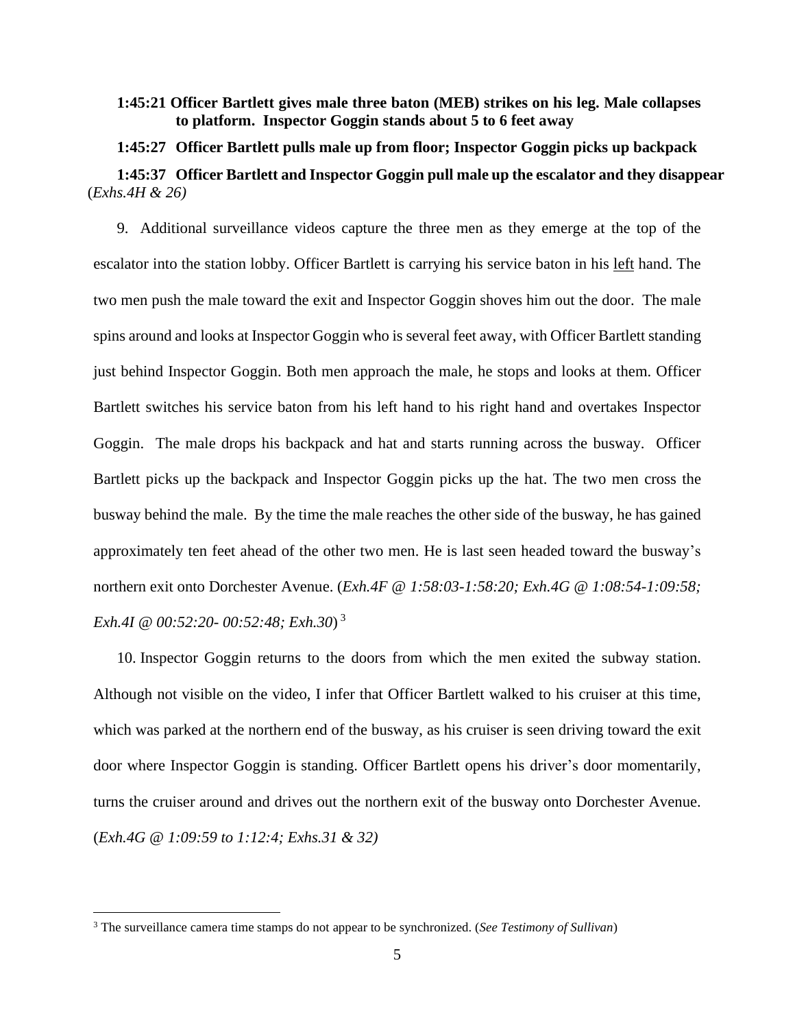**1:45:21 Officer Bartlett gives male three baton (MEB) strikes on his leg. Male collapses to platform. Inspector Goggin stands about 5 to 6 feet away**

**1:45:27 Officer Bartlett pulls male up from floor; Inspector Goggin picks up backpack**

**1:45:37 Officer Bartlett and Inspector Goggin pull male up the escalator and they disappear** (*Exhs.4H & 26)*

9. Additional surveillance videos capture the three men as they emerge at the top of the escalator into the station lobby. Officer Bartlett is carrying his service baton in his <u>left</u> hand. The two men push the male toward the exit and Inspector Goggin shoves him out the door. The male spins around and looks at Inspector Goggin who is several feet away, with Officer Bartlett standing just behind Inspector Goggin. Both men approach the male, he stops and looks at them. Officer Bartlett switches his service baton from his left hand to his right hand and overtakes Inspector Goggin. The male drops his backpack and hat and starts running across the busway. Officer Bartlett picks up the backpack and Inspector Goggin picks up the hat. The two men cross the busway behind the male. By the time the male reaches the other side of the busway, he has gained approximately ten feet ahead of the other two men. He is last seen headed toward the busway's northern exit onto Dorchester Avenue. (*Exh.4F @ 1:58:03-1:58:20; Exh.4G @ 1:08:54-1:09:58; Exh.4I @ 00:52:20- 00:52:48; Exh.30*) [3]

10. Inspector Goggin returns to the doors from which the men exited the subway station. Although not visible on the video, I infer that Officer Bartlett walked to his cruiser at this time, which was parked at the northern end of the busway, as his cruiser is seen driving toward the exit door where Inspector Goggin is standing. Officer Bartlett opens his driver's door momentarily, turns the cruiser around and drives out the northern exit of the busway onto Dorchester Avenue. (*Exh.4G @ 1:09:59 to 1:12:4; Exhs.31 & 32)*

---

[3] The surveillance camera time stamps do not appear to be synchronized. (*See Testimony of Sullivan*)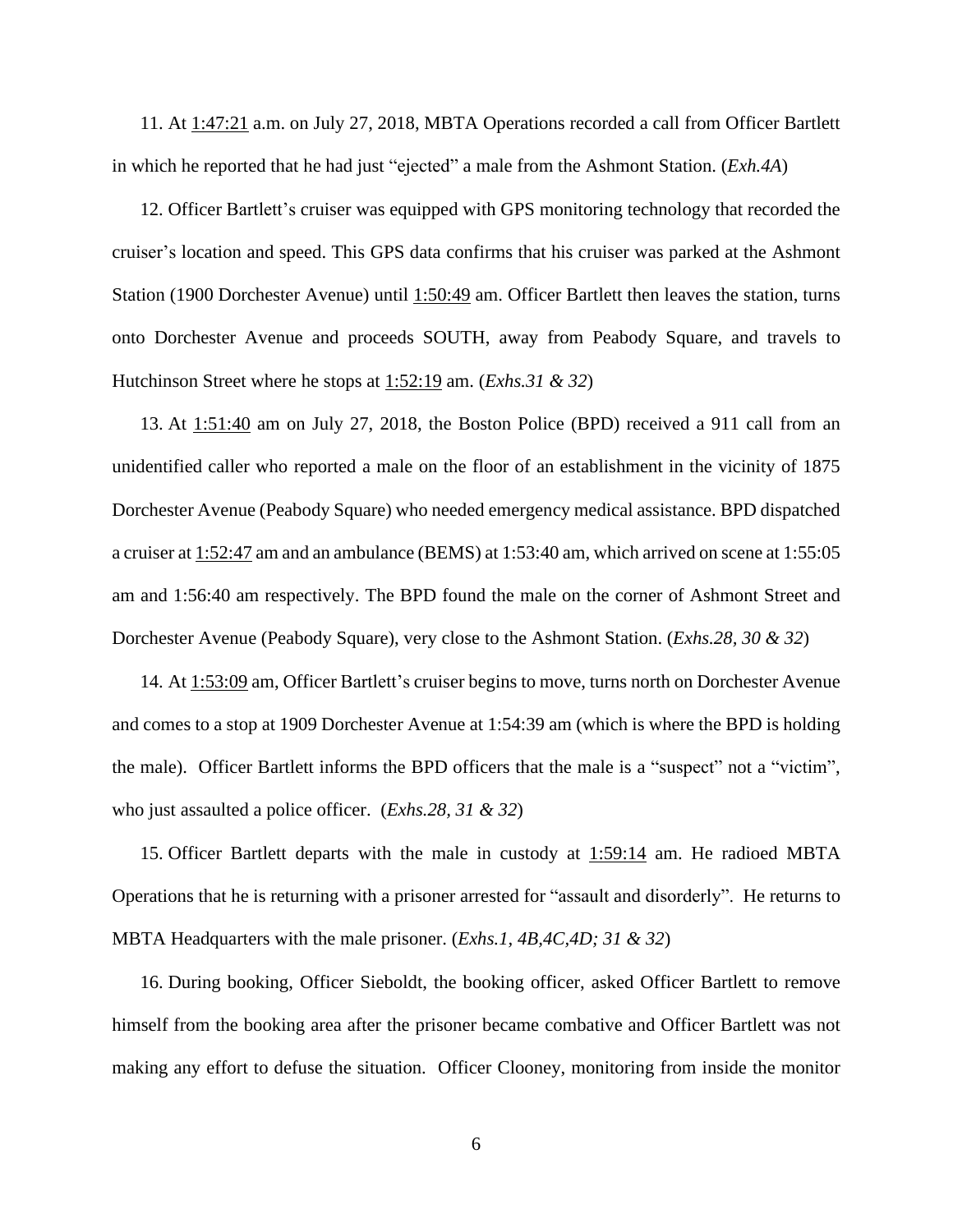11. At 1:47:21 a.m. on July 27, 2018, MBTA Operations recorded a call from Officer Bartlett in which he reported that he had just "ejected" a male from the Ashmont Station. (*Exh.4A*)

12. Officer Bartlett's cruiser was equipped with GPS monitoring technology that recorded the cruiser's location and speed. This GPS data confirms that his cruiser was parked at the Ashmont Station (1900 Dorchester Avenue) until 1:50:49 am. Officer Bartlett then leaves the station, turns onto Dorchester Avenue and proceeds SOUTH, away from Peabody Square, and travels to Hutchinson Street where he stops at 1:52:19 am. (*Exhs.31 & 32*)

13. At 1:51:40 am on July 27, 2018, the Boston Police (BPD) received a 911 call from an unidentified caller who reported a male on the floor of an establishment in the vicinity of 1875 Dorchester Avenue (Peabody Square) who needed emergency medical assistance. BPD dispatched a cruiser at 1:52:47 am and an ambulance (BEMS) at 1:53:40 am, which arrived on scene at 1:55:05 am and 1:56:40 am respectively. The BPD found the male on the corner of Ashmont Street and Dorchester Avenue (Peabody Square), very close to the Ashmont Station. (*Exhs.28, 30 & 32*)

14. At 1:53:09 am, Officer Bartlett's cruiser begins to move, turns north on Dorchester Avenue and comes to a stop at 1909 Dorchester Avenue at 1:54:39 am (which is where the BPD is holding the male). Officer Bartlett informs the BPD officers that the male is a "suspect" not a "victim", who just assaulted a police officer. (*Exhs.28, 31 & 32*)

15. Officer Bartlett departs with the male in custody at 1:59:14 am. He radioed MBTA Operations that he is returning with a prisoner arrested for "assault and disorderly". He returns to MBTA Headquarters with the male prisoner. (*Exhs.1, 4B,4C,4D; 31 & 32*)

16. During booking, Officer Sieboldt, the booking officer, asked Officer Bartlett to remove himself from the booking area after the prisoner became combative and Officer Bartlett was not making any effort to defuse the situation. Officer Clooney, monitoring from inside the monitor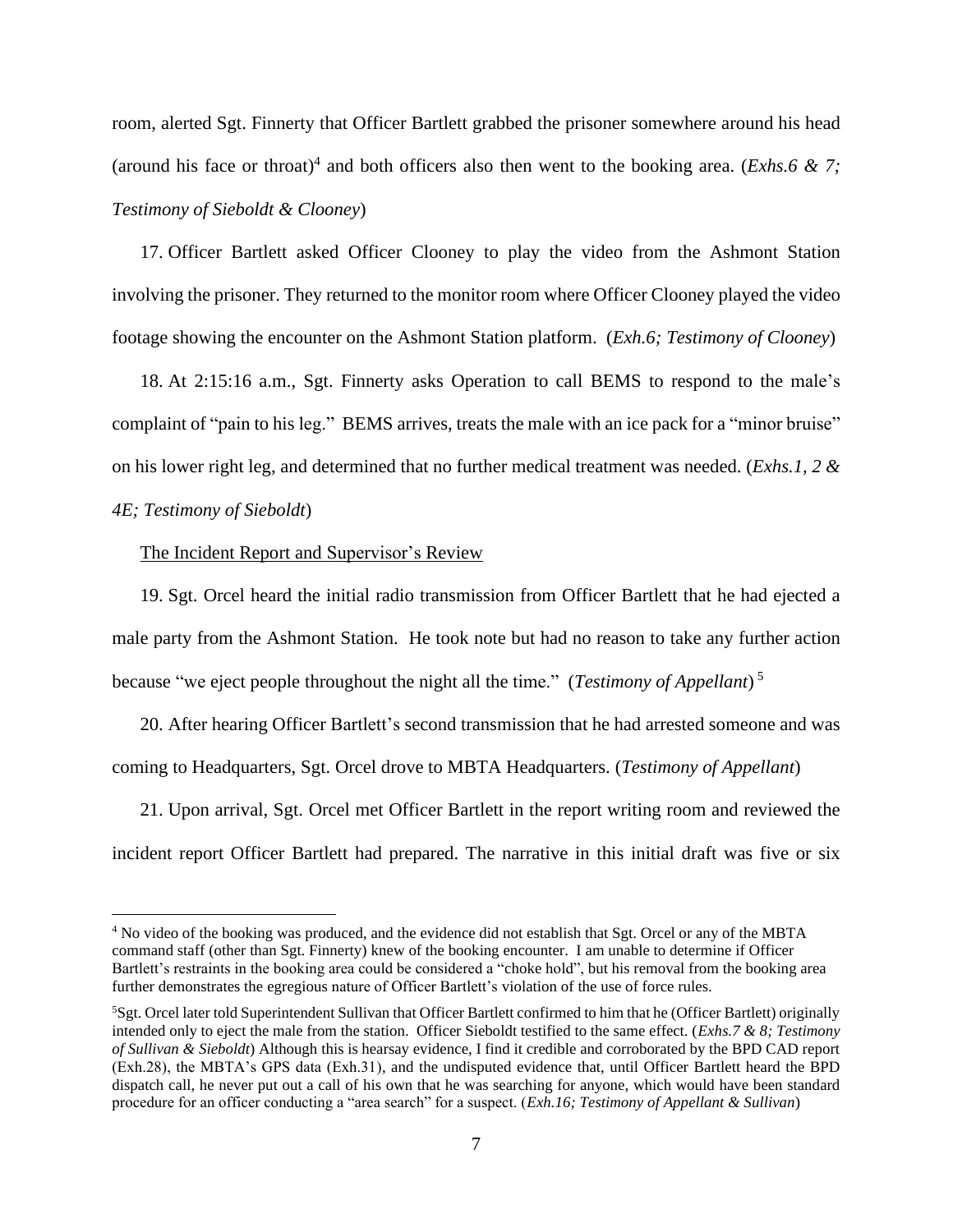room, alerted Sgt. Finnerty that Officer Bartlett grabbed the prisoner somewhere around his head (around his face or throat)[4] and both officers also then went to the booking area. (*Exhs.6 & 7; Testimony of Sieboldt & Clooney*)

17. Officer Bartlett asked Officer Clooney to play the video from the Ashmont Station involving the prisoner. They returned to the monitor room where Officer Clooney played the video footage showing the encounter on the Ashmont Station platform. (*Exh.6; Testimony of Clooney*)

18. At 2:15:16 a.m., Sgt. Finnerty asks Operation to call BEMS to respond to the male's complaint of "pain to his leg." BEMS arrives, treats the male with an ice pack for a "minor bruise" on his lower right leg, and determined that no further medical treatment was needed. (*Exhs.1, 2 & 4E; Testimony of Sieboldt*)

The Incident Report and Supervisor's Review

19. Sgt. Orcel heard the initial radio transmission from Officer Bartlett that he had ejected a male party from the Ashmont Station. He took note but had no reason to take any further action because "we eject people throughout the night all the time." (*Testimony of Appellant*)[5]

20. After hearing Officer Bartlett's second transmission that he had arrested someone and was coming to Headquarters, Sgt. Orcel drove to MBTA Headquarters. (*Testimony of Appellant*)

21. Upon arrival, Sgt. Orcel met Officer Bartlett in the report writing room and reviewed the incident report Officer Bartlett had prepared. The narrative in this initial draft was five or six

---

[4] No video of the booking was produced, and the evidence did not establish that Sgt. Orcel or any of the MBTA command staff (other than Sgt. Finnerty) knew of the booking encounter. I am unable to determine if Officer Bartlett's restraints in the booking area could be considered a "choke hold", but his removal from the booking area further demonstrates the egregious nature of Officer Bartlett's violation of the use of force rules.

[5] Sgt. Orcel later told Superintendent Sullivan that Officer Bartlett confirmed to him that he (Officer Bartlett) originally intended only to eject the male from the station. Officer Sieboldt testified to the same effect. (*Exhs.7 & 8; Testimony of Sullivan & Sieboldt*) Although this is hearsay evidence, I find it credible and corroborated by the BPD CAD report (Exh.28), the MBTA's GPS data (Exh.31), and the undisputed evidence that, until Officer Bartlett heard the BPD dispatch call, he never put out a call of his own that he was searching for anyone, which would have been standard procedure for an officer conducting a "area search" for a suspect. (*Exh.16; Testimony of Appellant & Sullivan*)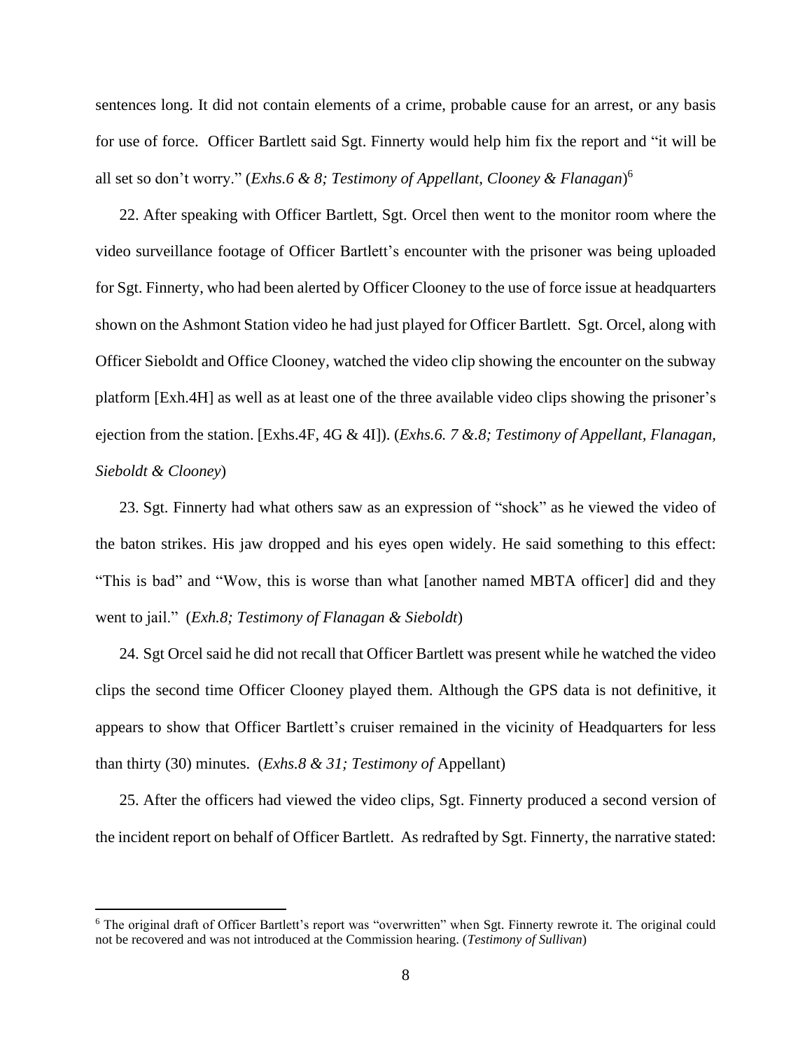sentences long. It did not contain elements of a crime, probable cause for an arrest, or any basis for use of force. Officer Bartlett said Sgt. Finnerty would help him fix the report and "it will be all set so don't worry." (*Exhs.6 & 8; Testimony of Appellant, Clooney & Flanagan*)[6]

22. After speaking with Officer Bartlett, Sgt. Orcel then went to the monitor room where the video surveillance footage of Officer Bartlett's encounter with the prisoner was being uploaded for Sgt. Finnerty, who had been alerted by Officer Clooney to the use of force issue at headquarters shown on the Ashmont Station video he had just played for Officer Bartlett. Sgt. Orcel, along with Officer Sieboldt and Office Clooney, watched the video clip showing the encounter on the subway platform [Exh.4H] as well as at least one of the three available video clips showing the prisoner's ejection from the station. [Exhs.4F, 4G & 4I]). (*Exhs.6. 7 &.8; Testimony of Appellant, Flanagan, Sieboldt & Clooney*)

23. Sgt. Finnerty had what others saw as an expression of "shock" as he viewed the video of the baton strikes. His jaw dropped and his eyes open widely. He said something to this effect: "This is bad" and "Wow, this is worse than what [another named MBTA officer] did and they went to jail." (*Exh.8; Testimony of Flanagan & Sieboldt*)

24. Sgt Orcel said he did not recall that Officer Bartlett was present while he watched the video clips the second time Officer Clooney played them. Although the GPS data is not definitive, it appears to show that Officer Bartlett's cruiser remained in the vicinity of Headquarters for less than thirty (30) minutes. (*Exhs.8 & 31; Testimony of* Appellant)

25. After the officers had viewed the video clips, Sgt. Finnerty produced a second version of the incident report on behalf of Officer Bartlett. As redrafted by Sgt. Finnerty, the narrative stated:

---

[6] The original draft of Officer Bartlett's report was "overwritten" when Sgt. Finnerty rewrote it. The original could not be recovered and was not introduced at the Commission hearing. (*Testimony of Sullivan*)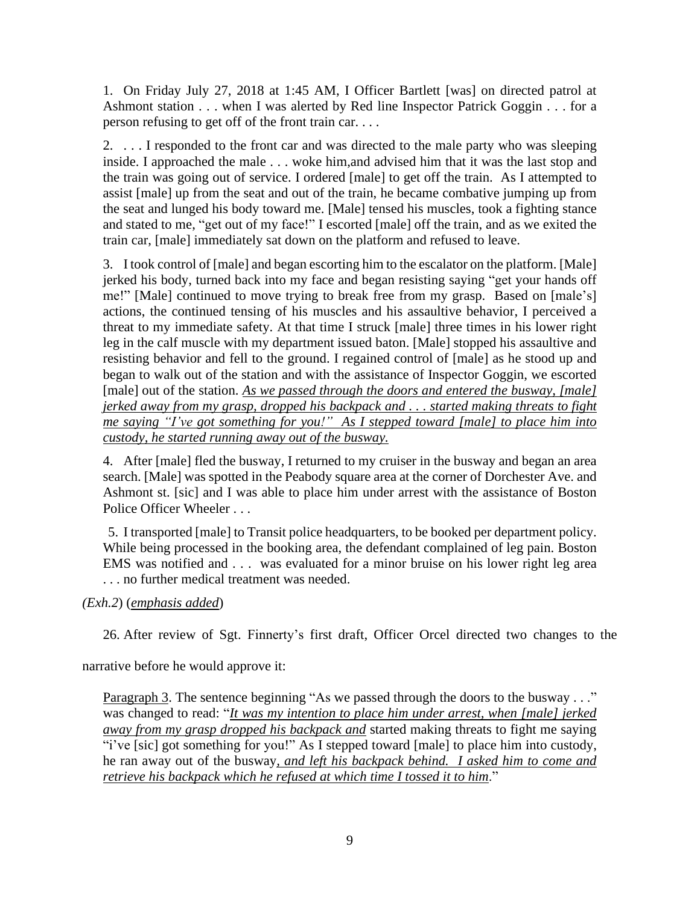1. On Friday July 27, 2018 at 1:45 AM, I Officer Bartlett [was] on directed patrol at Ashmont station . . . when I was alerted by Red line Inspector Patrick Goggin . . . for a person refusing to get off of the front train car. . . .

2. . . . I responded to the front car and was directed to the male party who was sleeping inside. I approached the male . . . woke him,and advised him that it was the last stop and the train was going out of service. I ordered [male] to get off the train. As I attempted to assist [male] up from the seat and out of the train, he became combative jumping up from the seat and lunged his body toward me. [Male] tensed his muscles, took a fighting stance and stated to me, "get out of my face!" I escorted [male] off the train, and as we exited the train car, [male] immediately sat down on the platform and refused to leave.

3. I took control of [male] and began escorting him to the escalator on the platform. [Male] jerked his body, turned back into my face and began resisting saying "get your hands off me!" [Male] continued to move trying to break free from my grasp. Based on [male's] actions, the continued tensing of his muscles and his assaultive behavior, I perceived a threat to my immediate safety. At that time I struck [male] three times in his lower right leg in the calf muscle with my department issued baton. [Male] stopped his assaultive and resisting behavior and fell to the ground. I regained control of [male] as he stood up and began to walk out of the station and with the assistance of Inspector Goggin, we escorted [male] out of the station. <u>*As we passed through the doors and entered the busway, [male] jerked away from my grasp, dropped his backpack and . . . started making threats to fight me saying "I've got something for you!" As I stepped toward [male] to place him into custody, he started running away out of the busway.*</u>

4. After [male] fled the busway, I returned to my cruiser in the busway and began an area search. [Male] was spotted in the Peabody square area at the corner of Dorchester Ave. and Ashmont st. [sic] and I was able to place him under arrest with the assistance of Boston Police Officer Wheeler . . .

5. I transported [male] to Transit police headquarters, to be booked per department policy. While being processed in the booking area, the defendant complained of leg pain. Boston EMS was notified and . . . was evaluated for a minor bruise on his lower right leg area . . . no further medical treatment was needed.

*(Exh.2*) (<u>*emphasis added*</u>)

26. After review of Sgt. Finnerty's first draft, Officer Orcel directed two changes to the narrative before he would approve it:

<u>Paragraph 3</u>. The sentence beginning "As we passed through the doors to the busway . . ." was changed to read: "<u>*It was my intention to place him under arrest, when [male] jerked away from my grasp dropped his backpack and*</u> started making threats to fight me saying "i've [sic] got something for you!" As I stepped toward [male] to place him into custody, he ran away out of the busway<u>*, and left his backpack behind. I asked him to come and retrieve his backpack which he refused at which time I tossed it to him*</u>."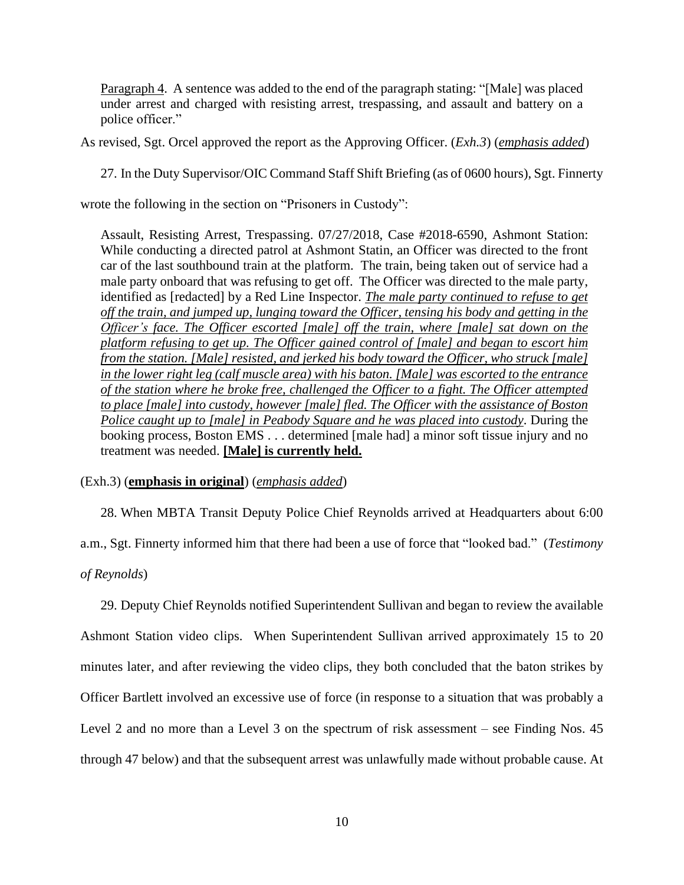Paragraph 4. A sentence was added to the end of the paragraph stating: "[Male] was placed under arrest and charged with resisting arrest, trespassing, and assault and battery on a police officer."

As revised, Sgt. Orcel approved the report as the Approving Officer. (*Exh.3*) (*emphasis added*)

27. In the Duty Supervisor/OIC Command Staff Shift Briefing (as of 0600 hours), Sgt. Finnerty wrote the following in the section on "Prisoners in Custody":

> Assault, Resisting Arrest, Trespassing. 07/27/2018, Case #2018-6590, Ashmont Station: While conducting a directed patrol at Ashmont Statin, an Officer was directed to the front car of the last southbound train at the platform. The train, being taken out of service had a male party onboard that was refusing to get off. The Officer was directed to the male party, identified as [redacted] by a Red Line Inspector. *The male party continued to refuse to get off the train, and jumped up, lunging toward the Officer, tensing his body and getting in the Officer's face. The Officer escorted [male] off the train, where [male] sat down on the platform refusing to get up. The Officer gained control of [male] and began to escort him from the station. [Male] resisted, and jerked his body toward the Officer, who struck [male] in the lower right leg (calf muscle area) with his baton. [Male] was escorted to the entrance of the station where he broke free, challenged the Officer to a fight. The Officer attempted to place [male] into custody, however [male] fled. The Officer with the assistance of Boston Police caught up to [male] in Peabody Square and he was placed into custody*. During the booking process, Boston EMS . . . determined [male had] a minor soft tissue injury and no treatment was needed. **[Male] is currently held.**

(Exh.3) (**emphasis in original**) (*emphasis added*)

28. When MBTA Transit Deputy Police Chief Reynolds arrived at Headquarters about 6:00 a.m., Sgt. Finnerty informed him that there had been a use of force that "looked bad." (*Testimony of Reynolds*)

29. Deputy Chief Reynolds notified Superintendent Sullivan and began to review the available Ashmont Station video clips. When Superintendent Sullivan arrived approximately 15 to 20 minutes later, and after reviewing the video clips, they both concluded that the baton strikes by Officer Bartlett involved an excessive use of force (in response to a situation that was probably a Level 2 and no more than a Level 3 on the spectrum of risk assessment – see Finding Nos. 45 through 47 below) and that the subsequent arrest was unlawfully made without probable cause. At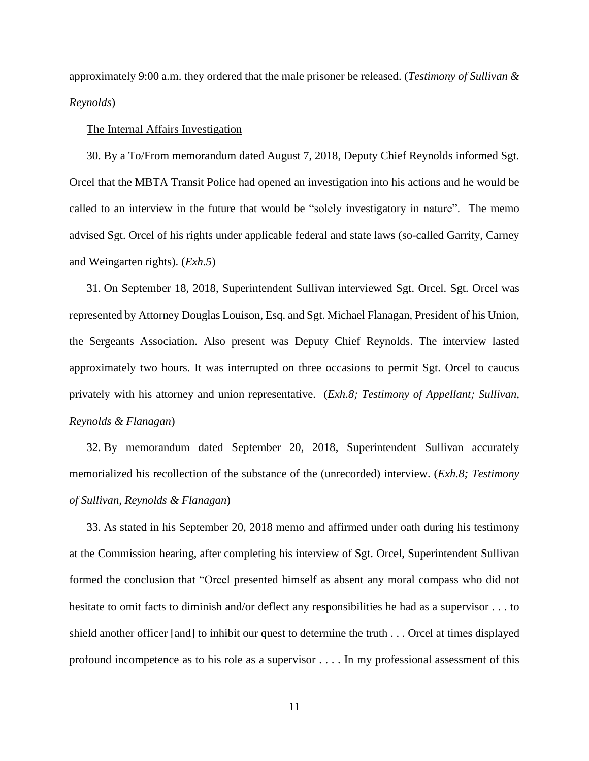approximately 9:00 a.m. they ordered that the male prisoner be released. (*Testimony of Sullivan & Reynolds*)

<u>The Internal Affairs Investigation</u>

30. By a To/From memorandum dated August 7, 2018, Deputy Chief Reynolds informed Sgt. Orcel that the MBTA Transit Police had opened an investigation into his actions and he would be called to an interview in the future that would be "solely investigatory in nature". The memo advised Sgt. Orcel of his rights under applicable federal and state laws (so-called Garrity, Carney and Weingarten rights). (*Exh.5*)

31. On September 18, 2018, Superintendent Sullivan interviewed Sgt. Orcel. Sgt. Orcel was represented by Attorney Douglas Louison, Esq. and Sgt. Michael Flanagan, President of his Union, the Sergeants Association. Also present was Deputy Chief Reynolds. The interview lasted approximately two hours. It was interrupted on three occasions to permit Sgt. Orcel to caucus privately with his attorney and union representative. (*Exh.8; Testimony of Appellant; Sullivan, Reynolds & Flanagan*)

32. By memorandum dated September 20, 2018, Superintendent Sullivan accurately memorialized his recollection of the substance of the (unrecorded) interview. (*Exh.8; Testimony of Sullivan, Reynolds & Flanagan*)

33. As stated in his September 20, 2018 memo and affirmed under oath during his testimony at the Commission hearing, after completing his interview of Sgt. Orcel, Superintendent Sullivan formed the conclusion that "Orcel presented himself as absent any moral compass who did not hesitate to omit facts to diminish and/or deflect any responsibilities he had as a supervisor . . . to shield another officer [and] to inhibit our quest to determine the truth . . . Orcel at times displayed profound incompetence as to his role as a supervisor . . . . In my professional assessment of this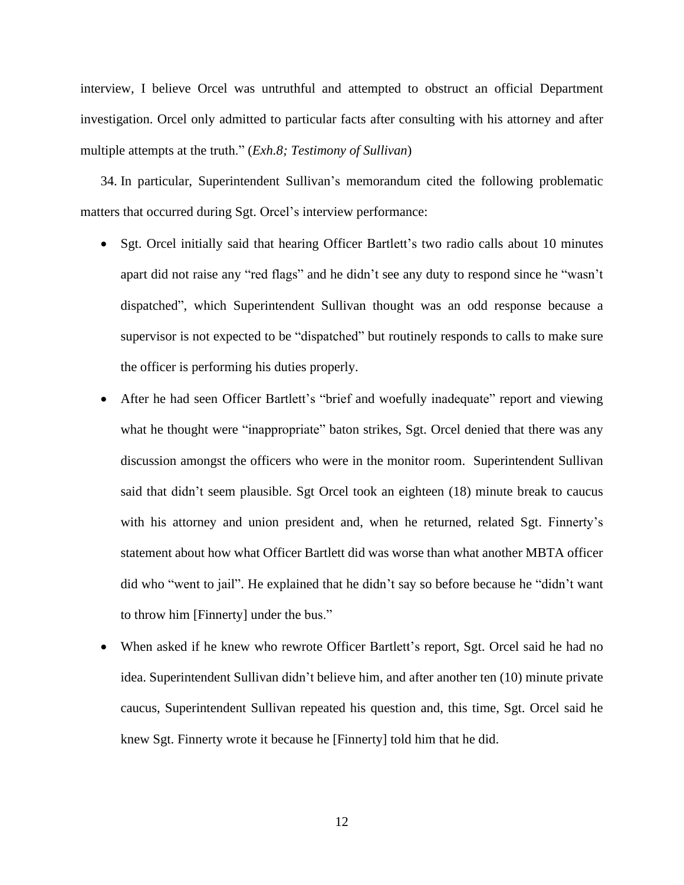interview, I believe Orcel was untruthful and attempted to obstruct an official Department investigation. Orcel only admitted to particular facts after consulting with his attorney and after multiple attempts at the truth." (*Exh.8; Testimony of Sullivan*)

34. In particular, Superintendent Sullivan's memorandum cited the following problematic matters that occurred during Sgt. Orcel's interview performance:

- Sgt. Orcel initially said that hearing Officer Bartlett's two radio calls about 10 minutes apart did not raise any "red flags" and he didn't see any duty to respond since he "wasn't dispatched", which Superintendent Sullivan thought was an odd response because a supervisor is not expected to be "dispatched" but routinely responds to calls to make sure the officer is performing his duties properly.
- After he had seen Officer Bartlett's "brief and woefully inadequate" report and viewing what he thought were "inappropriate" baton strikes, Sgt. Orcel denied that there was any discussion amongst the officers who were in the monitor room. Superintendent Sullivan said that didn't seem plausible. Sgt Orcel took an eighteen (18) minute break to caucus with his attorney and union president and, when he returned, related Sgt. Finnerty's statement about how what Officer Bartlett did was worse than what another MBTA officer did who "went to jail". He explained that he didn't say so before because he "didn't want to throw him [Finnerty] under the bus."
- When asked if he knew who rewrote Officer Bartlett's report, Sgt. Orcel said he had no idea. Superintendent Sullivan didn't believe him, and after another ten (10) minute private caucus, Superintendent Sullivan repeated his question and, this time, Sgt. Orcel said he knew Sgt. Finnerty wrote it because he [Finnerty] told him that he did.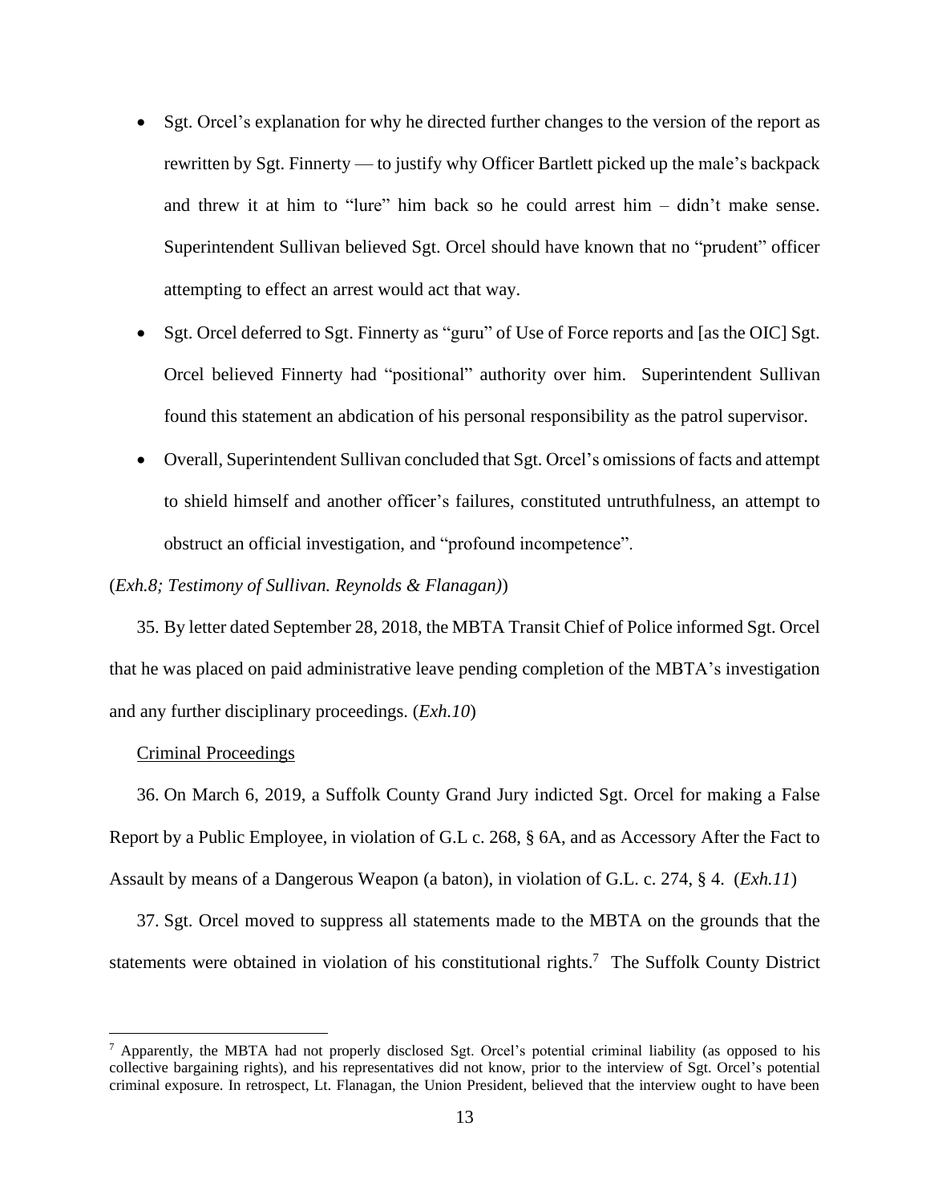- Sgt. Orcel's explanation for why he directed further changes to the version of the report as rewritten by Sgt. Finnerty — to justify why Officer Bartlett picked up the male's backpack and threw it at him to "lure" him back so he could arrest him – didn't make sense. Superintendent Sullivan believed Sgt. Orcel should have known that no "prudent" officer attempting to effect an arrest would act that way.
- Sgt. Orcel deferred to Sgt. Finnerty as "guru" of Use of Force reports and [as the OIC] Sgt. Orcel believed Finnerty had "positional" authority over him. Superintendent Sullivan found this statement an abdication of his personal responsibility as the patrol supervisor.
- Overall, Superintendent Sullivan concluded that Sgt. Orcel's omissions of facts and attempt to shield himself and another officer's failures, constituted untruthfulness, an attempt to obstruct an official investigation, and "profound incompetence".

(*Exh.8; Testimony of Sullivan. Reynolds & Flanagan)*)

35. By letter dated September 28, 2018, the MBTA Transit Chief of Police informed Sgt. Orcel that he was placed on paid administrative leave pending completion of the MBTA's investigation and any further disciplinary proceedings. (*Exh.10*)

<u>Criminal Proceedings</u>

36. On March 6, 2019, a Suffolk County Grand Jury indicted Sgt. Orcel for making a False Report by a Public Employee, in violation of G.L c. 268, § 6A, and as Accessory After the Fact to Assault by means of a Dangerous Weapon (a baton), in violation of G.L. c. 274, § 4. (*Exh.11*)

37. Sgt. Orcel moved to suppress all statements made to the MBTA on the grounds that the statements were obtained in violation of his constitutional rights.[7] The Suffolk County District

[7] Apparently, the MBTA had not properly disclosed Sgt. Orcel's potential criminal liability (as opposed to his collective bargaining rights), and his representatives did not know, prior to the interview of Sgt. Orcel's potential criminal exposure. In retrospect, Lt. Flanagan, the Union President, believed that the interview ought to have been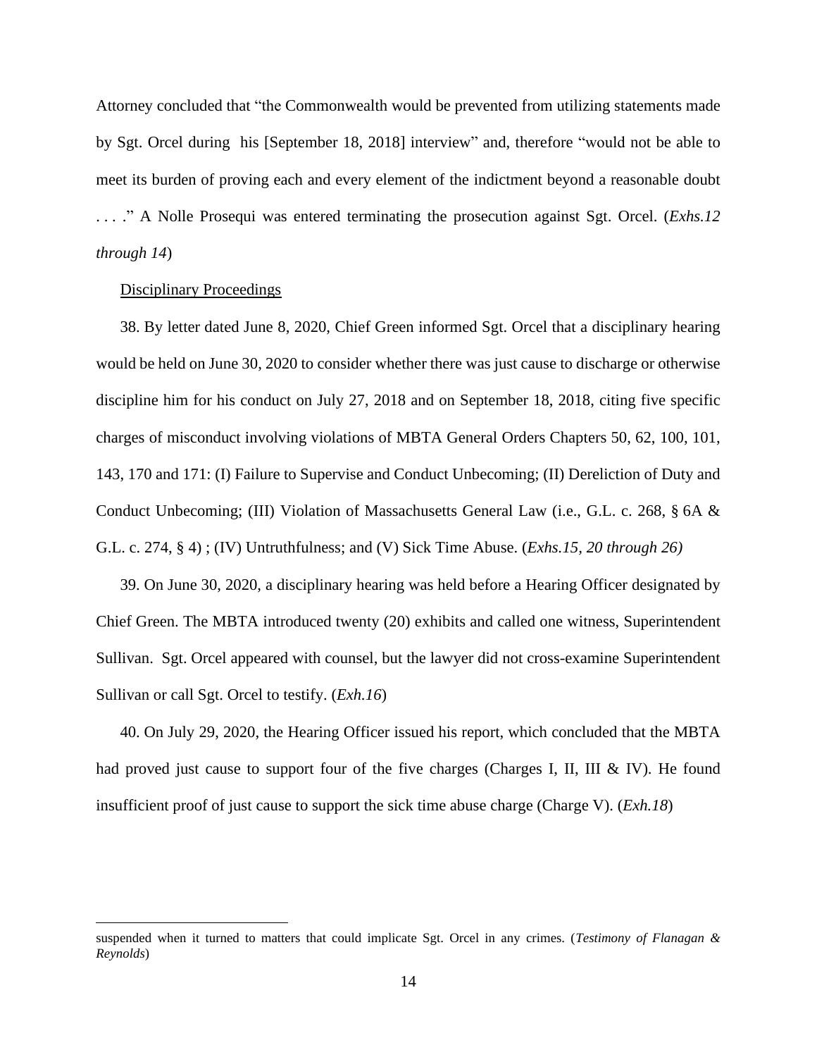Attorney concluded that "the Commonwealth would be prevented from utilizing statements made by Sgt. Orcel during his [September 18, 2018] interview" and, therefore "would not be able to meet its burden of proving each and every element of the indictment beyond a reasonable doubt . . . ." A Nolle Prosequi was entered terminating the prosecution against Sgt. Orcel. (*Exhs.12 through 14*)

<u>Disciplinary Proceedings</u>

38. By letter dated June 8, 2020, Chief Green informed Sgt. Orcel that a disciplinary hearing would be held on June 30, 2020 to consider whether there was just cause to discharge or otherwise discipline him for his conduct on July 27, 2018 and on September 18, 2018, citing five specific charges of misconduct involving violations of MBTA General Orders Chapters 50, 62, 100, 101, 143, 170 and 171: (I) Failure to Supervise and Conduct Unbecoming; (II) Dereliction of Duty and Conduct Unbecoming; (III) Violation of Massachusetts General Law (i.e., G.L. c. 268, § 6A & G.L. c. 274, § 4) ; (IV) Untruthfulness; and (V) Sick Time Abuse. (*Exhs.15, 20 through 26)*

39. On June 30, 2020, a disciplinary hearing was held before a Hearing Officer designated by Chief Green. The MBTA introduced twenty (20) exhibits and called one witness, Superintendent Sullivan. Sgt. Orcel appeared with counsel, but the lawyer did not cross-examine Superintendent Sullivan or call Sgt. Orcel to testify. (*Exh.16*)

40. On July 29, 2020, the Hearing Officer issued his report, which concluded that the MBTA had proved just cause to support four of the five charges (Charges I, II, III & IV). He found insufficient proof of just cause to support the sick time abuse charge (Charge V). (*Exh.18*)

---

suspended when it turned to matters that could implicate Sgt. Orcel in any crimes. (*Testimony of Flanagan & Reynolds*)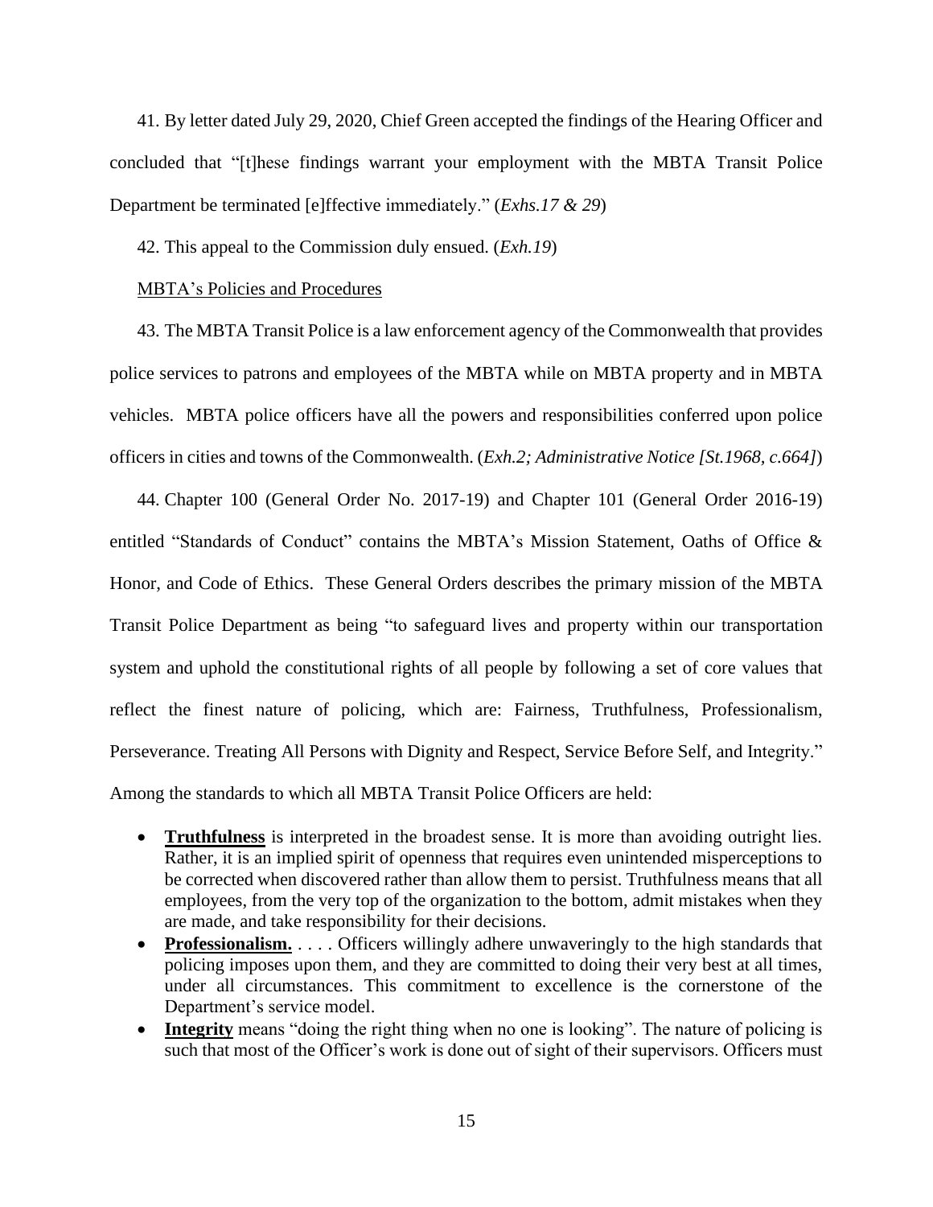41. By letter dated July 29, 2020, Chief Green accepted the findings of the Hearing Officer and concluded that "[t]hese findings warrant your employment with the MBTA Transit Police Department be terminated [e]ffective immediately." (*Exhs.17 & 29*)

42. This appeal to the Commission duly ensued. (*Exh.19*)

<u>MBTA's Policies and Procedures</u>

43. The MBTA Transit Police is a law enforcement agency of the Commonwealth that provides police services to patrons and employees of the MBTA while on MBTA property and in MBTA vehicles. MBTA police officers have all the powers and responsibilities conferred upon police officers in cities and towns of the Commonwealth. (*Exh.2; Administrative Notice [St.1968, c.664]*)

44. Chapter 100 (General Order No. 2017-19) and Chapter 101 (General Order 2016-19) entitled "Standards of Conduct" contains the MBTA's Mission Statement, Oaths of Office & Honor, and Code of Ethics. These General Orders describes the primary mission of the MBTA Transit Police Department as being "to safeguard lives and property within our transportation system and uphold the constitutional rights of all people by following a set of core values that reflect the finest nature of policing, which are: Fairness, Truthfulness, Professionalism, Perseverance. Treating All Persons with Dignity and Respect, Service Before Self, and Integrity." Among the standards to which all MBTA Transit Police Officers are held:

- **<u>Truthfulness</u>** is interpreted in the broadest sense. It is more than avoiding outright lies. Rather, it is an implied spirit of openness that requires even unintended misperceptions to be corrected when discovered rather than allow them to persist. Truthfulness means that all employees, from the very top of the organization to the bottom, admit mistakes when they are made, and take responsibility for their decisions.
- **<u>Professionalism.</u>** . . . . Officers willingly adhere unwaveringly to the high standards that policing imposes upon them, and they are committed to doing their very best at all times, under all circumstances. This commitment to excellence is the cornerstone of the Department's service model.
- **<u>Integrity</u>** means "doing the right thing when no one is looking". The nature of policing is such that most of the Officer's work is done out of sight of their supervisors. Officers must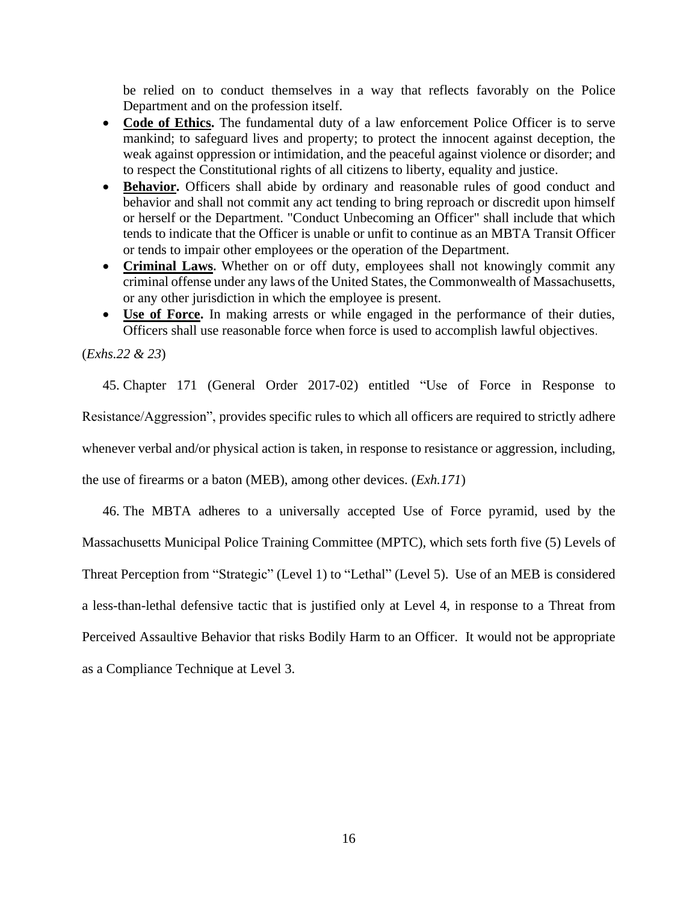be relied on to conduct themselves in a way that reflects favorably on the Police Department and on the profession itself.

- **Code of Ethics.** The fundamental duty of a law enforcement Police Officer is to serve mankind; to safeguard lives and property; to protect the innocent against deception, the weak against oppression or intimidation, and the peaceful against violence or disorder; and to respect the Constitutional rights of all citizens to liberty, equality and justice.
- **Behavior.** Officers shall abide by ordinary and reasonable rules of good conduct and behavior and shall not commit any act tending to bring reproach or discredit upon himself or herself or the Department. "Conduct Unbecoming an Officer" shall include that which tends to indicate that the Officer is unable or unfit to continue as an MBTA Transit Officer or tends to impair other employees or the operation of the Department.
- **Criminal Laws**. Whether on or off duty, employees shall not knowingly commit any criminal offense under any laws of the United States, the Commonwealth of Massachusetts, or any other jurisdiction in which the employee is present.
- **Use of Force.** In making arrests or while engaged in the performance of their duties, Officers shall use reasonable force when force is used to accomplish lawful objectives.

(*Exhs.22 & 23*)

45. Chapter 171 (General Order 2017-02) entitled "Use of Force in Response to Resistance/Aggression", provides specific rules to which all officers are required to strictly adhere whenever verbal and/or physical action is taken, in response to resistance or aggression, including, the use of firearms or a baton (MEB), among other devices. (*Exh.171*)

46. The MBTA adheres to a universally accepted Use of Force pyramid, used by the Massachusetts Municipal Police Training Committee (MPTC), which sets forth five (5) Levels of Threat Perception from "Strategic" (Level 1) to "Lethal" (Level 5). Use of an MEB is considered a less-than-lethal defensive tactic that is justified only at Level 4, in response to a Threat from Perceived Assaultive Behavior that risks Bodily Harm to an Officer. It would not be appropriate as a Compliance Technique at Level 3.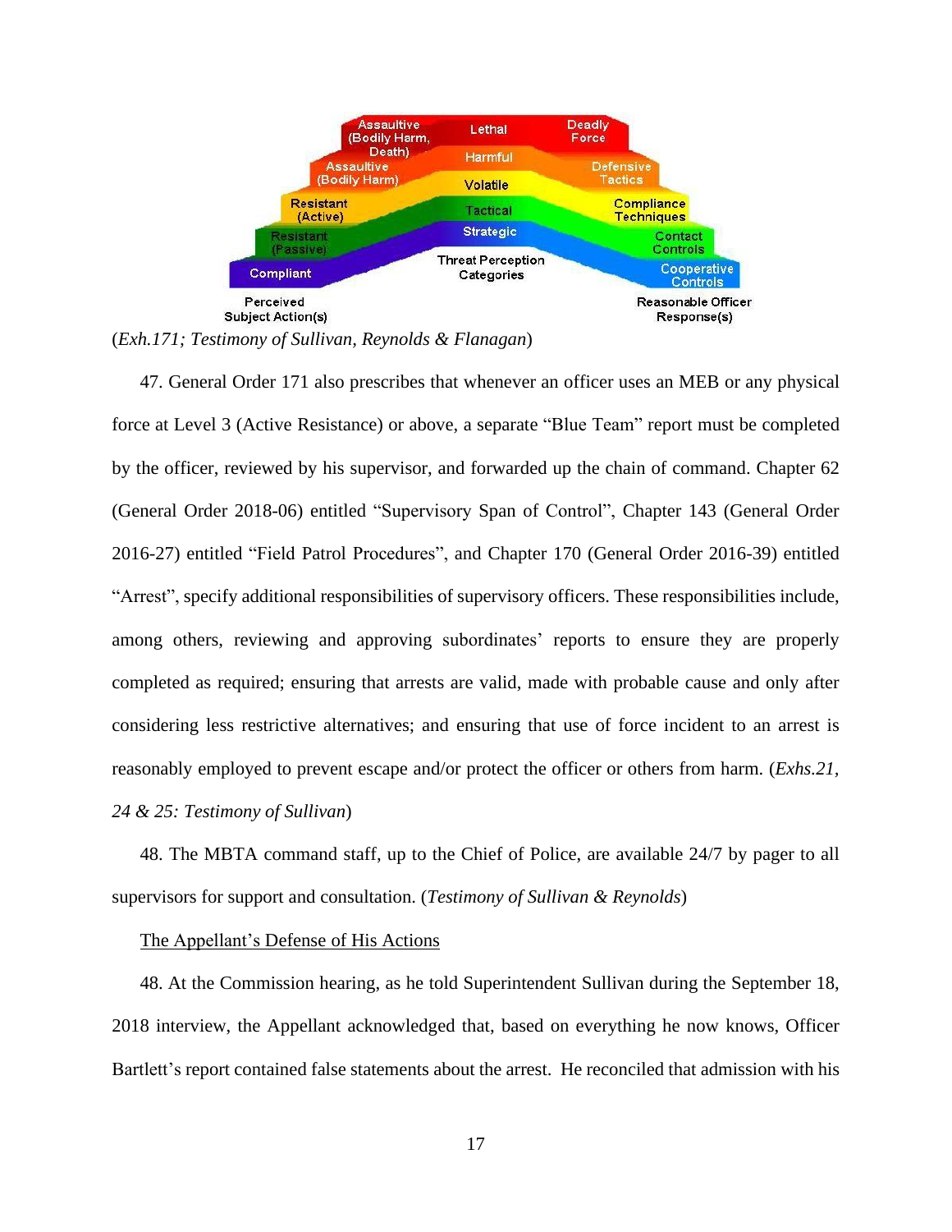| Perceived Subject Action(s) | Threat Perception Categories | Reasonable Officer Response(s) |
|---|---|---|
| Assaultive (Bodily Harm, Death) | Lethal | Deadly Force |
| Assaultive (Bodily Harm) | Harmful | Defensive Tactics |
| Resistant (Active) | Volatile | Compliance Techniques |
| Resistant (Passive) | Tactical | Contact Controls |
| Compliant | Strategic | Cooperative Controls |

(*Exh.171; Testimony of Sullivan, Reynolds & Flanagan*)

47. General Order 171 also prescribes that whenever an officer uses an MEB or any physical force at Level 3 (Active Resistance) or above, a separate "Blue Team" report must be completed by the officer, reviewed by his supervisor, and forwarded up the chain of command. Chapter 62 (General Order 2018-06) entitled "Supervisory Span of Control", Chapter 143 (General Order 2016-27) entitled "Field Patrol Procedures", and Chapter 170 (General Order 2016-39) entitled "Arrest", specify additional responsibilities of supervisory officers. These responsibilities include, among others, reviewing and approving subordinates' reports to ensure they are properly completed as required; ensuring that arrests are valid, made with probable cause and only after considering less restrictive alternatives; and ensuring that use of force incident to an arrest is reasonably employed to prevent escape and/or protect the officer or others from harm. (*Exhs.21, 24 & 25: Testimony of Sullivan*)

48. The MBTA command staff, up to the Chief of Police, are available 24/7 by pager to all supervisors for support and consultation. (*Testimony of Sullivan & Reynolds*)

<u>The Appellant's Defense of His Actions</u>

48. At the Commission hearing, as he told Superintendent Sullivan during the September 18, 2018 interview, the Appellant acknowledged that, based on everything he now knows, Officer Bartlett's report contained false statements about the arrest. He reconciled that admission with his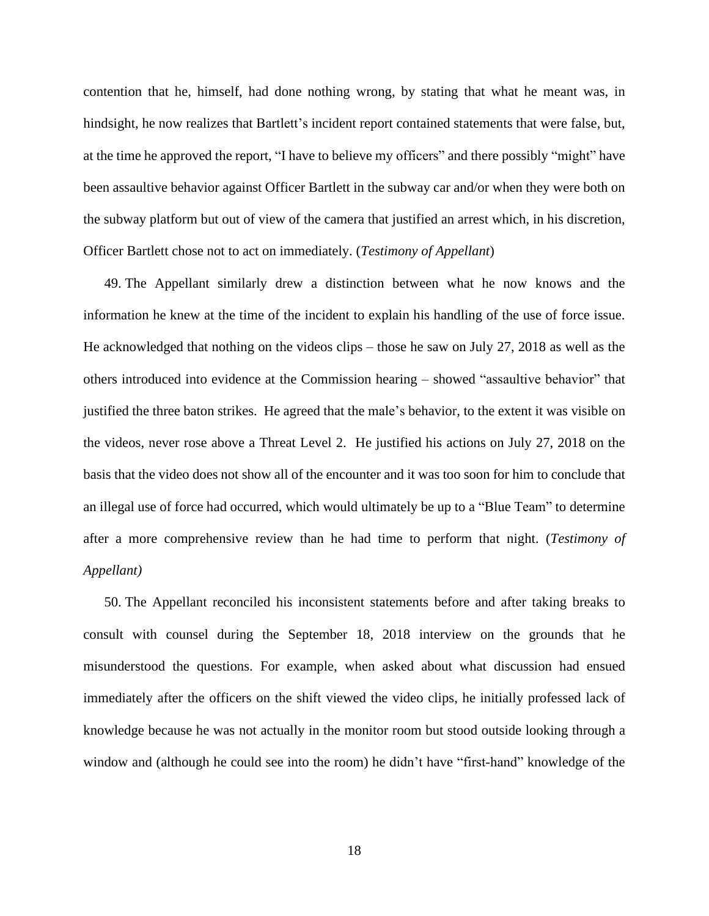contention that he, himself, had done nothing wrong, by stating that what he meant was, in hindsight, he now realizes that Bartlett's incident report contained statements that were false, but, at the time he approved the report, "I have to believe my officers" and there possibly "might" have been assaultive behavior against Officer Bartlett in the subway car and/or when they were both on the subway platform but out of view of the camera that justified an arrest which, in his discretion, Officer Bartlett chose not to act on immediately. (*Testimony of Appellant*)

49. The Appellant similarly drew a distinction between what he now knows and the information he knew at the time of the incident to explain his handling of the use of force issue. He acknowledged that nothing on the videos clips – those he saw on July 27, 2018 as well as the others introduced into evidence at the Commission hearing – showed "assaultive behavior" that justified the three baton strikes. He agreed that the male's behavior, to the extent it was visible on the videos, never rose above a Threat Level 2. He justified his actions on July 27, 2018 on the basis that the video does not show all of the encounter and it was too soon for him to conclude that an illegal use of force had occurred, which would ultimately be up to a "Blue Team" to determine after a more comprehensive review than he had time to perform that night. (*Testimony of Appellant)*

50. The Appellant reconciled his inconsistent statements before and after taking breaks to consult with counsel during the September 18, 2018 interview on the grounds that he misunderstood the questions. For example, when asked about what discussion had ensued immediately after the officers on the shift viewed the video clips, he initially professed lack of knowledge because he was not actually in the monitor room but stood outside looking through a window and (although he could see into the room) he didn't have "first-hand" knowledge of the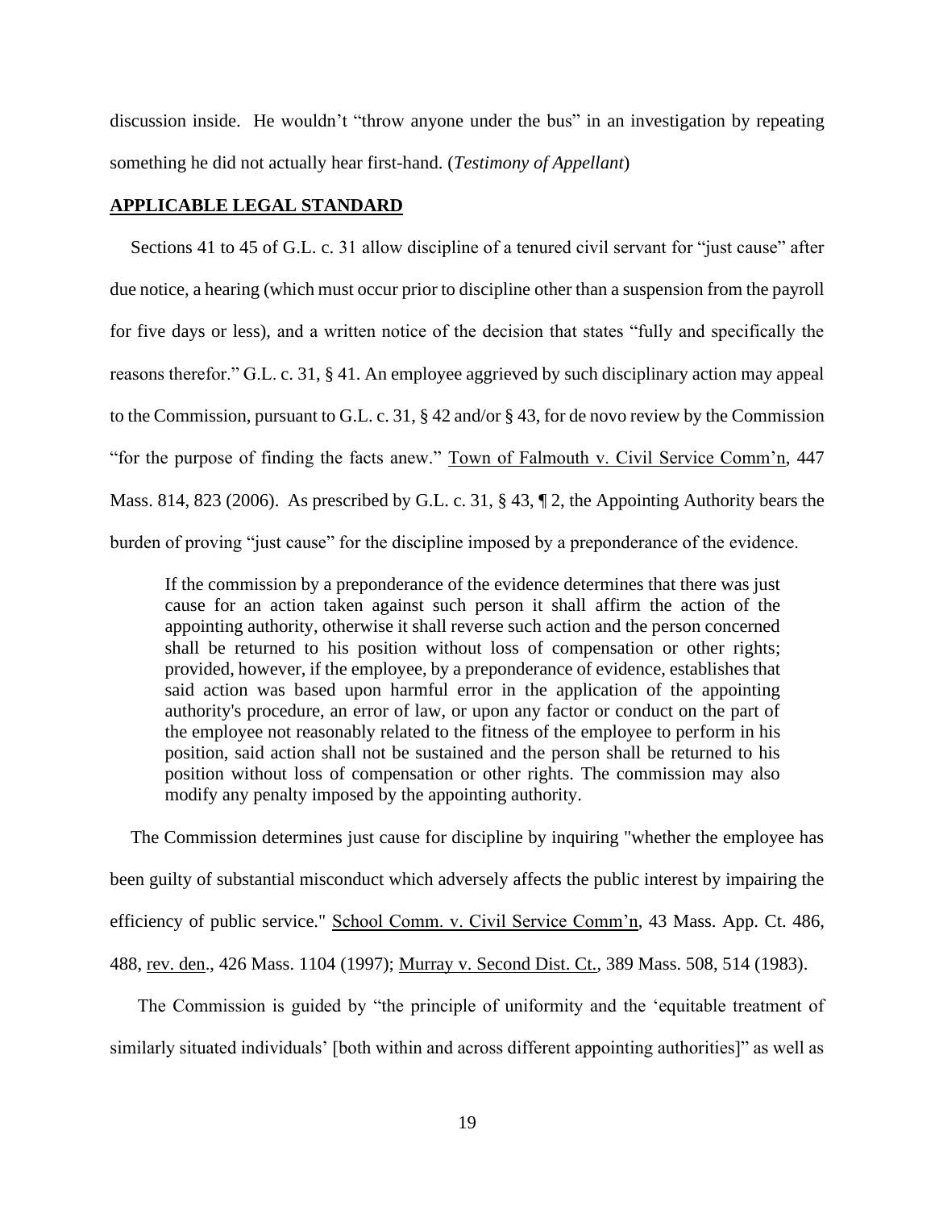discussion inside. He wouldn't "throw anyone under the bus" in an investigation by repeating something he did not actually hear first-hand. (*Testimony of Appellant*)

## APPLICABLE LEGAL STANDARD

Sections 41 to 45 of G.L. c. 31 allow discipline of a tenured civil servant for "just cause" after due notice, a hearing (which must occur prior to discipline other than a suspension from the payroll for five days or less), and a written notice of the decision that states "fully and specifically the reasons therefor." G.L. c. 31, § 41. An employee aggrieved by such disciplinary action may appeal to the Commission, pursuant to G.L. c. 31, § 42 and/or § 43, for de novo review by the Commission "for the purpose of finding the facts anew." Town of Falmouth v. Civil Service Comm'n, 447 Mass. 814, 823 (2006). As prescribed by G.L. c. 31, § 43, ¶ 2, the Appointing Authority bears the burden of proving "just cause" for the discipline imposed by a preponderance of the evidence.

> If the commission by a preponderance of the evidence determines that there was just cause for an action taken against such person it shall affirm the action of the appointing authority, otherwise it shall reverse such action and the person concerned shall be returned to his position without loss of compensation or other rights; provided, however, if the employee, by a preponderance of evidence, establishes that said action was based upon harmful error in the application of the appointing authority's procedure, an error of law, or upon any factor or conduct on the part of the employee not reasonably related to the fitness of the employee to perform in his position, said action shall not be sustained and the person shall be returned to his position without loss of compensation or other rights. The commission may also modify any penalty imposed by the appointing authority.

The Commission determines just cause for discipline by inquiring "whether the employee has been guilty of substantial misconduct which adversely affects the public interest by impairing the efficiency of public service." School Comm. v. Civil Service Comm'n, 43 Mass. App. Ct. 486, 488, rev. den., 426 Mass. 1104 (1997); Murray v. Second Dist. Ct., 389 Mass. 508, 514 (1983).

The Commission is guided by "the principle of uniformity and the 'equitable treatment of similarly situated individuals' [both within and across different appointing authorities]" as well as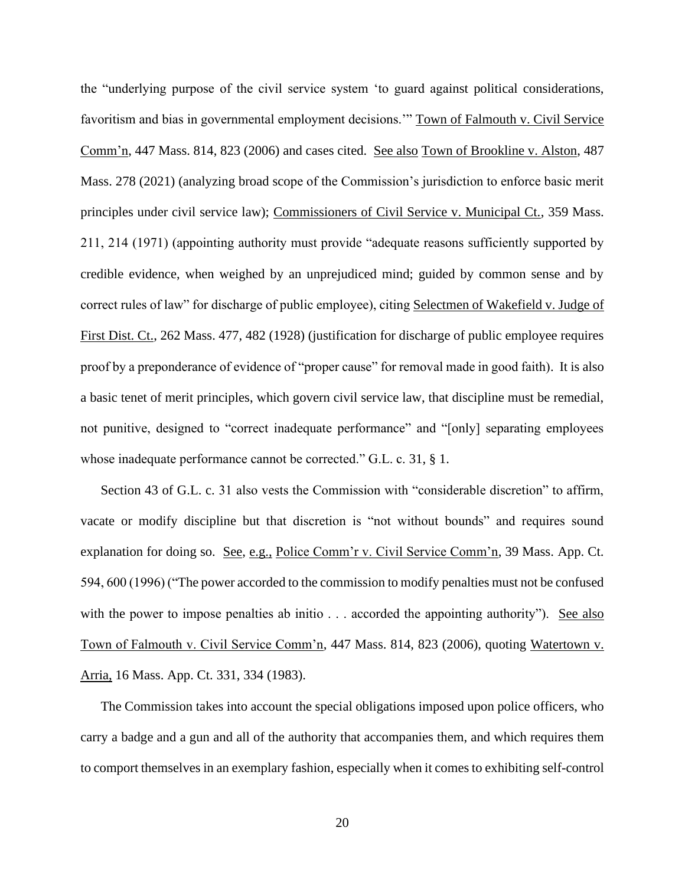the "underlying purpose of the civil service system 'to guard against political considerations, favoritism and bias in governmental employment decisions.'" Town of Falmouth v. Civil Service Comm'n, 447 Mass. 814, 823 (2006) and cases cited. See also Town of Brookline v. Alston, 487 Mass. 278 (2021) (analyzing broad scope of the Commission's jurisdiction to enforce basic merit principles under civil service law); Commissioners of Civil Service v. Municipal Ct., 359 Mass. 211, 214 (1971) (appointing authority must provide "adequate reasons sufficiently supported by credible evidence, when weighed by an unprejudiced mind; guided by common sense and by correct rules of law" for discharge of public employee), citing Selectmen of Wakefield v. Judge of First Dist. Ct., 262 Mass. 477, 482 (1928) (justification for discharge of public employee requires proof by a preponderance of evidence of "proper cause" for removal made in good faith). It is also a basic tenet of merit principles, which govern civil service law, that discipline must be remedial, not punitive, designed to "correct inadequate performance" and "[only] separating employees whose inadequate performance cannot be corrected." G.L. c. 31, § 1.

Section 43 of G.L. c. 31 also vests the Commission with "considerable discretion" to affirm, vacate or modify discipline but that discretion is "not without bounds" and requires sound explanation for doing so. See, e.g., Police Comm'r v. Civil Service Comm'n, 39 Mass. App. Ct. 594, 600 (1996) ("The power accorded to the commission to modify penalties must not be confused with the power to impose penalties ab initio . . . accorded the appointing authority"). See also Town of Falmouth v. Civil Service Comm'n, 447 Mass. 814, 823 (2006), quoting Watertown v. Arria, 16 Mass. App. Ct. 331, 334 (1983).

The Commission takes into account the special obligations imposed upon police officers, who carry a badge and a gun and all of the authority that accompanies them, and which requires them to comport themselves in an exemplary fashion, especially when it comes to exhibiting self-control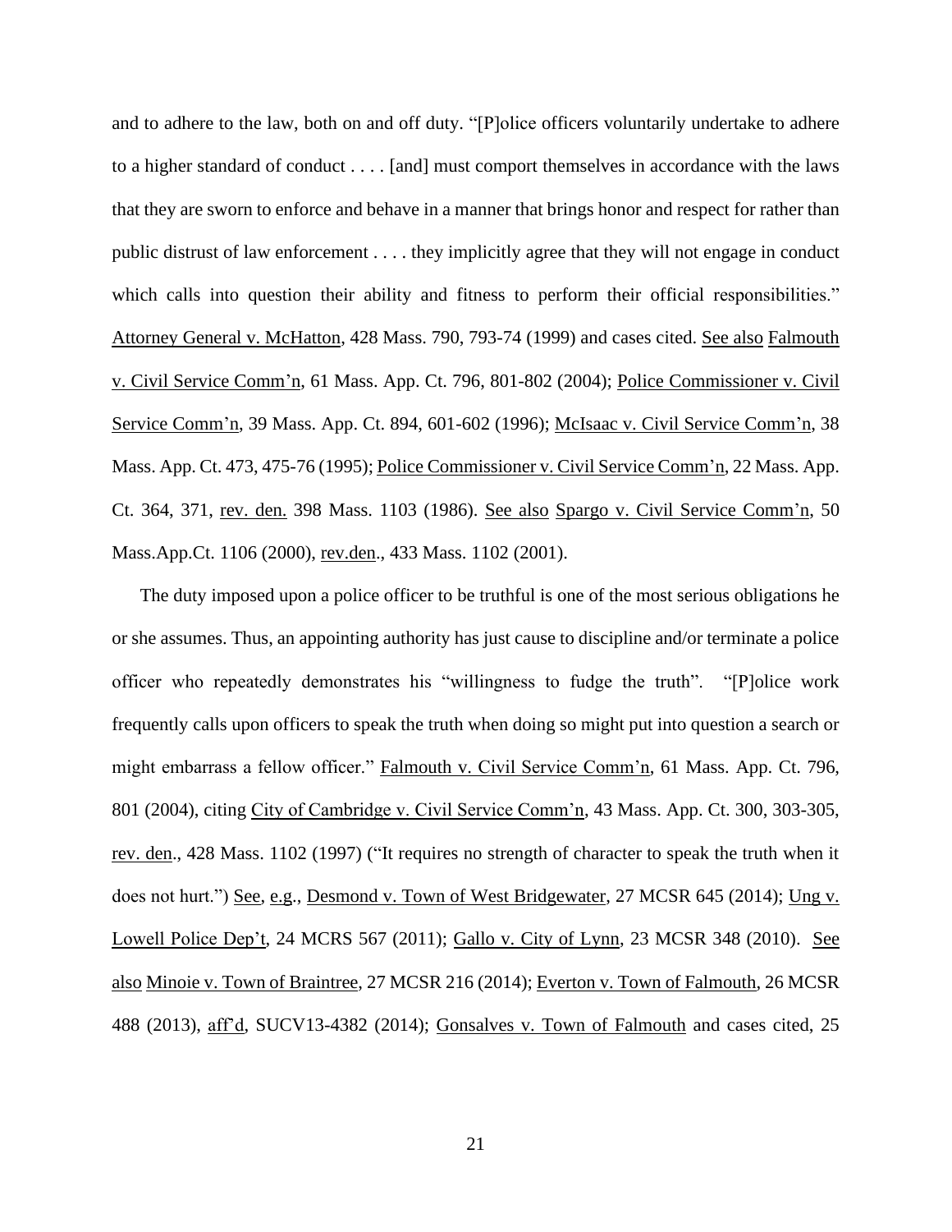and to adhere to the law, both on and off duty. "[P]olice officers voluntarily undertake to adhere to a higher standard of conduct . . . . [and] must comport themselves in accordance with the laws that they are sworn to enforce and behave in a manner that brings honor and respect for rather than public distrust of law enforcement . . . . they implicitly agree that they will not engage in conduct which calls into question their ability and fitness to perform their official responsibilities." Attorney General v. McHatton, 428 Mass. 790, 793-74 (1999) and cases cited. See also Falmouth v. Civil Service Comm'n, 61 Mass. App. Ct. 796, 801-802 (2004); Police Commissioner v. Civil Service Comm'n, 39 Mass. App. Ct. 894, 601-602 (1996); McIsaac v. Civil Service Comm'n, 38 Mass. App. Ct. 473, 475-76 (1995); Police Commissioner v. Civil Service Comm'n, 22 Mass. App. Ct. 364, 371, rev. den. 398 Mass. 1103 (1986). See also Spargo v. Civil Service Comm'n, 50 Mass.App.Ct. 1106 (2000), rev.den., 433 Mass. 1102 (2001).

The duty imposed upon a police officer to be truthful is one of the most serious obligations he or she assumes. Thus, an appointing authority has just cause to discipline and/or terminate a police officer who repeatedly demonstrates his "willingness to fudge the truth". "[P]olice work frequently calls upon officers to speak the truth when doing so might put into question a search or might embarrass a fellow officer." Falmouth v. Civil Service Comm'n, 61 Mass. App. Ct. 796, 801 (2004), citing City of Cambridge v. Civil Service Comm'n, 43 Mass. App. Ct. 300, 303-305, rev. den., 428 Mass. 1102 (1997) ("It requires no strength of character to speak the truth when it does not hurt.") See, e.g., Desmond v. Town of West Bridgewater, 27 MCSR 645 (2014); Ung v. Lowell Police Dep't, 24 MCRS 567 (2011); Gallo v. City of Lynn, 23 MCSR 348 (2010). See also Minoie v. Town of Braintree, 27 MCSR 216 (2014); Everton v. Town of Falmouth, 26 MCSR 488 (2013), aff'd, SUCV13-4382 (2014); Gonsalves v. Town of Falmouth and cases cited, 25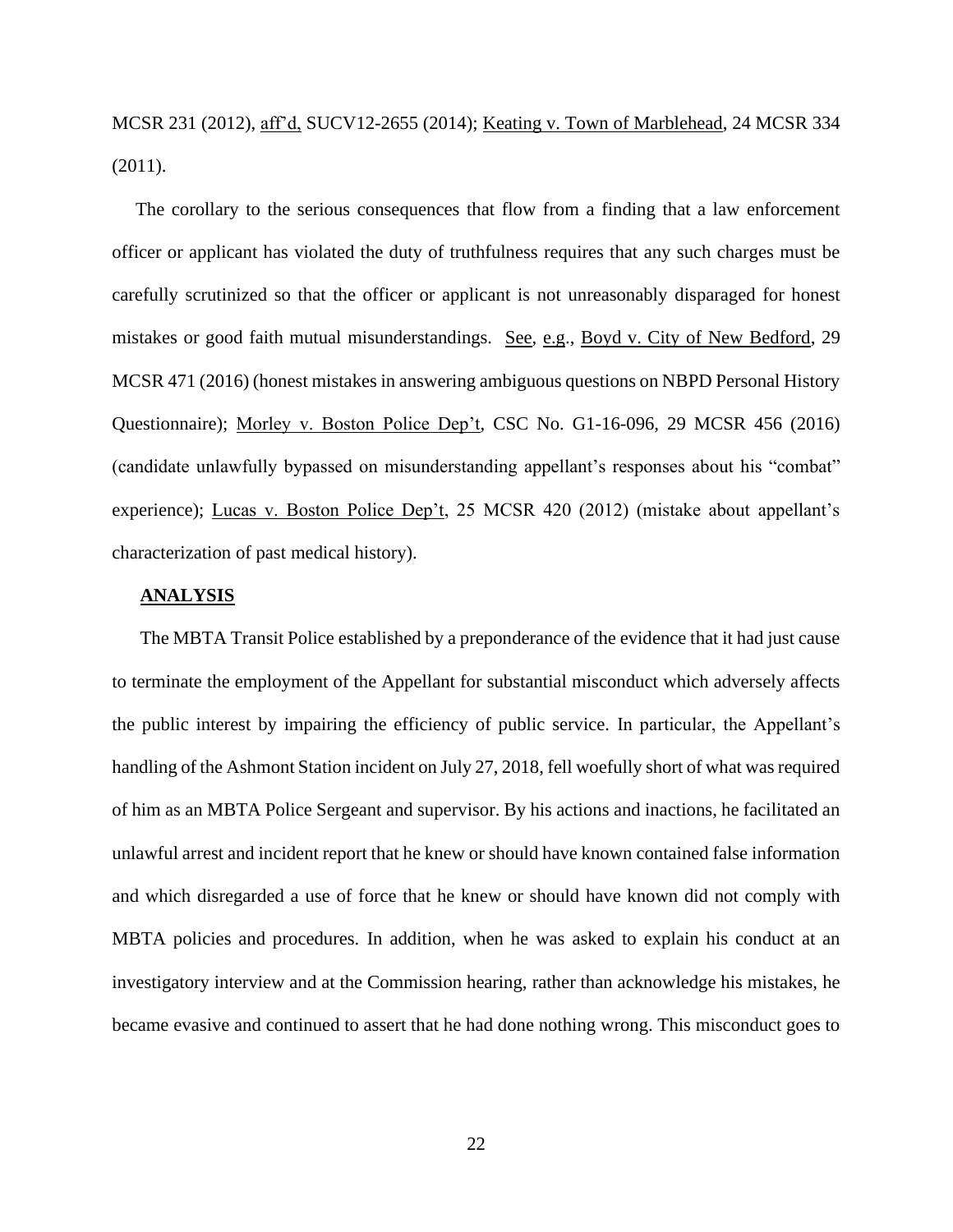MCSR 231 (2012), aff'd, SUCV12-2655 (2014); Keating v. Town of Marblehead, 24 MCSR 334 (2011).

The corollary to the serious consequences that flow from a finding that a law enforcement officer or applicant has violated the duty of truthfulness requires that any such charges must be carefully scrutinized so that the officer or applicant is not unreasonably disparaged for honest mistakes or good faith mutual misunderstandings. See, e.g., Boyd v. City of New Bedford, 29 MCSR 471 (2016) (honest mistakes in answering ambiguous questions on NBPD Personal History Questionnaire); Morley v. Boston Police Dep't, CSC No. G1-16-096, 29 MCSR 456 (2016) (candidate unlawfully bypassed on misunderstanding appellant's responses about his "combat" experience); Lucas v. Boston Police Dep't, 25 MCSR 420 (2012) (mistake about appellant's characterization of past medical history).

## ANALYSIS

The MBTA Transit Police established by a preponderance of the evidence that it had just cause to terminate the employment of the Appellant for substantial misconduct which adversely affects the public interest by impairing the efficiency of public service. In particular, the Appellant's handling of the Ashmont Station incident on July 27, 2018, fell woefully short of what was required of him as an MBTA Police Sergeant and supervisor. By his actions and inactions, he facilitated an unlawful arrest and incident report that he knew or should have known contained false information and which disregarded a use of force that he knew or should have known did not comply with MBTA policies and procedures. In addition, when he was asked to explain his conduct at an investigatory interview and at the Commission hearing, rather than acknowledge his mistakes, he became evasive and continued to assert that he had done nothing wrong. This misconduct goes to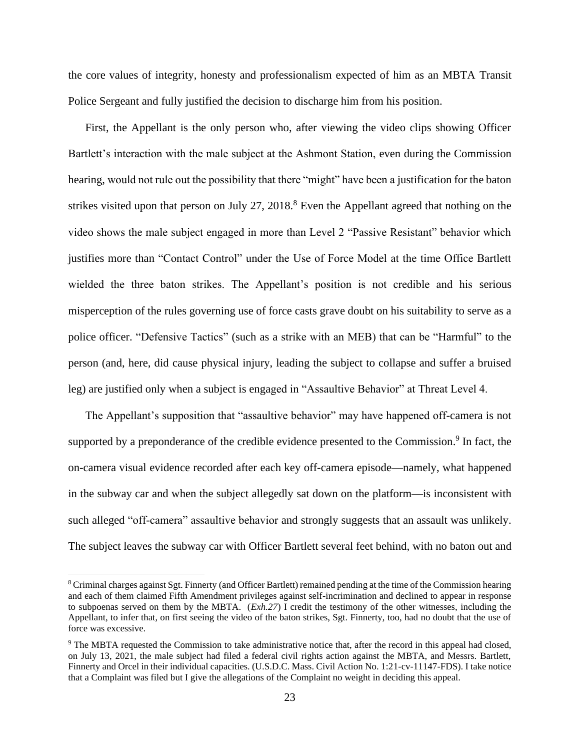the core values of integrity, honesty and professionalism expected of him as an MBTA Transit Police Sergeant and fully justified the decision to discharge him from his position.

First, the Appellant is the only person who, after viewing the video clips showing Officer Bartlett's interaction with the male subject at the Ashmont Station, even during the Commission hearing, would not rule out the possibility that there "might" have been a justification for the baton strikes visited upon that person on July 27, 2018.[8] Even the Appellant agreed that nothing on the video shows the male subject engaged in more than Level 2 "Passive Resistant" behavior which justifies more than "Contact Control" under the Use of Force Model at the time Office Bartlett wielded the three baton strikes. The Appellant's position is not credible and his serious misperception of the rules governing use of force casts grave doubt on his suitability to serve as a police officer. "Defensive Tactics" (such as a strike with an MEB) that can be "Harmful" to the person (and, here, did cause physical injury, leading the subject to collapse and suffer a bruised leg) are justified only when a subject is engaged in "Assaultive Behavior" at Threat Level 4.

The Appellant's supposition that "assaultive behavior" may have happened off-camera is not supported by a preponderance of the credible evidence presented to the Commission.[9] In fact, the on-camera visual evidence recorded after each key off-camera episode—namely, what happened in the subway car and when the subject allegedly sat down on the platform—is inconsistent with such alleged "off-camera" assaultive behavior and strongly suggests that an assault was unlikely. The subject leaves the subway car with Officer Bartlett several feet behind, with no baton out and

---

[8] Criminal charges against Sgt. Finnerty (and Officer Bartlett) remained pending at the time of the Commission hearing and each of them claimed Fifth Amendment privileges against self-incrimination and declined to appear in response to subpoenas served on them by the MBTA. (*Exh.27*) I credit the testimony of the other witnesses, including the Appellant, to infer that, on first seeing the video of the baton strikes, Sgt. Finnerty, too, had no doubt that the use of force was excessive.

[9] The MBTA requested the Commission to take administrative notice that, after the record in this appeal had closed, on July 13, 2021, the male subject had filed a federal civil rights action against the MBTA, and Messrs. Bartlett, Finnerty and Orcel in their individual capacities. (U.S.D.C. Mass. Civil Action No. 1:21-cv-11147-FDS). I take notice that a Complaint was filed but I give the allegations of the Complaint no weight in deciding this appeal.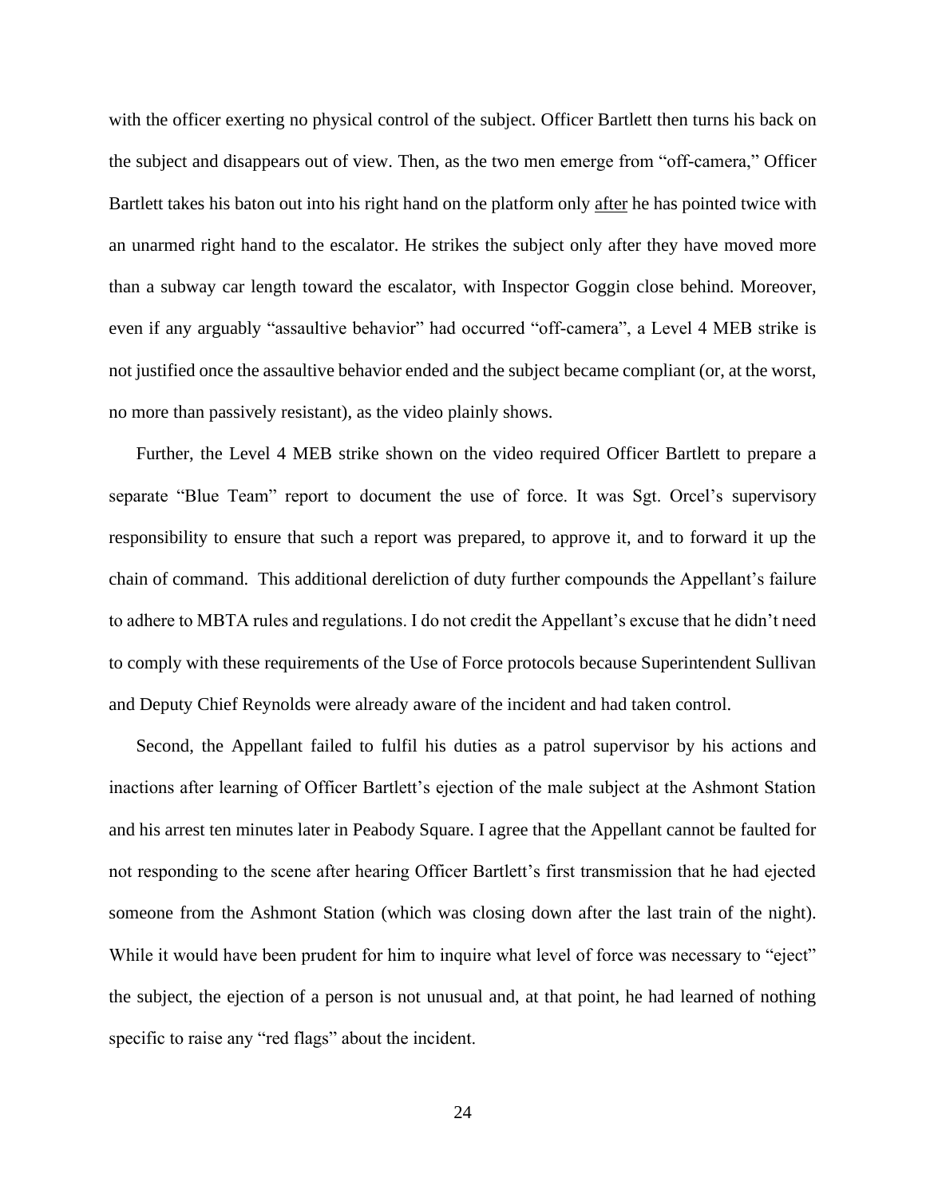with the officer exerting no physical control of the subject. Officer Bartlett then turns his back on the subject and disappears out of view. Then, as the two men emerge from "off-camera," Officer Bartlett takes his baton out into his right hand on the platform only <u>after</u> he has pointed twice with an unarmed right hand to the escalator. He strikes the subject only after they have moved more than a subway car length toward the escalator, with Inspector Goggin close behind. Moreover, even if any arguably "assaultive behavior" had occurred "off-camera", a Level 4 MEB strike is not justified once the assaultive behavior ended and the subject became compliant (or, at the worst, no more than passively resistant), as the video plainly shows.

Further, the Level 4 MEB strike shown on the video required Officer Bartlett to prepare a separate "Blue Team" report to document the use of force. It was Sgt. Orcel's supervisory responsibility to ensure that such a report was prepared, to approve it, and to forward it up the chain of command. This additional dereliction of duty further compounds the Appellant's failure to adhere to MBTA rules and regulations. I do not credit the Appellant's excuse that he didn't need to comply with these requirements of the Use of Force protocols because Superintendent Sullivan and Deputy Chief Reynolds were already aware of the incident and had taken control.

Second, the Appellant failed to fulfil his duties as a patrol supervisor by his actions and inactions after learning of Officer Bartlett's ejection of the male subject at the Ashmont Station and his arrest ten minutes later in Peabody Square. I agree that the Appellant cannot be faulted for not responding to the scene after hearing Officer Bartlett's first transmission that he had ejected someone from the Ashmont Station (which was closing down after the last train of the night). While it would have been prudent for him to inquire what level of force was necessary to "eject" the subject, the ejection of a person is not unusual and, at that point, he had learned of nothing specific to raise any "red flags" about the incident.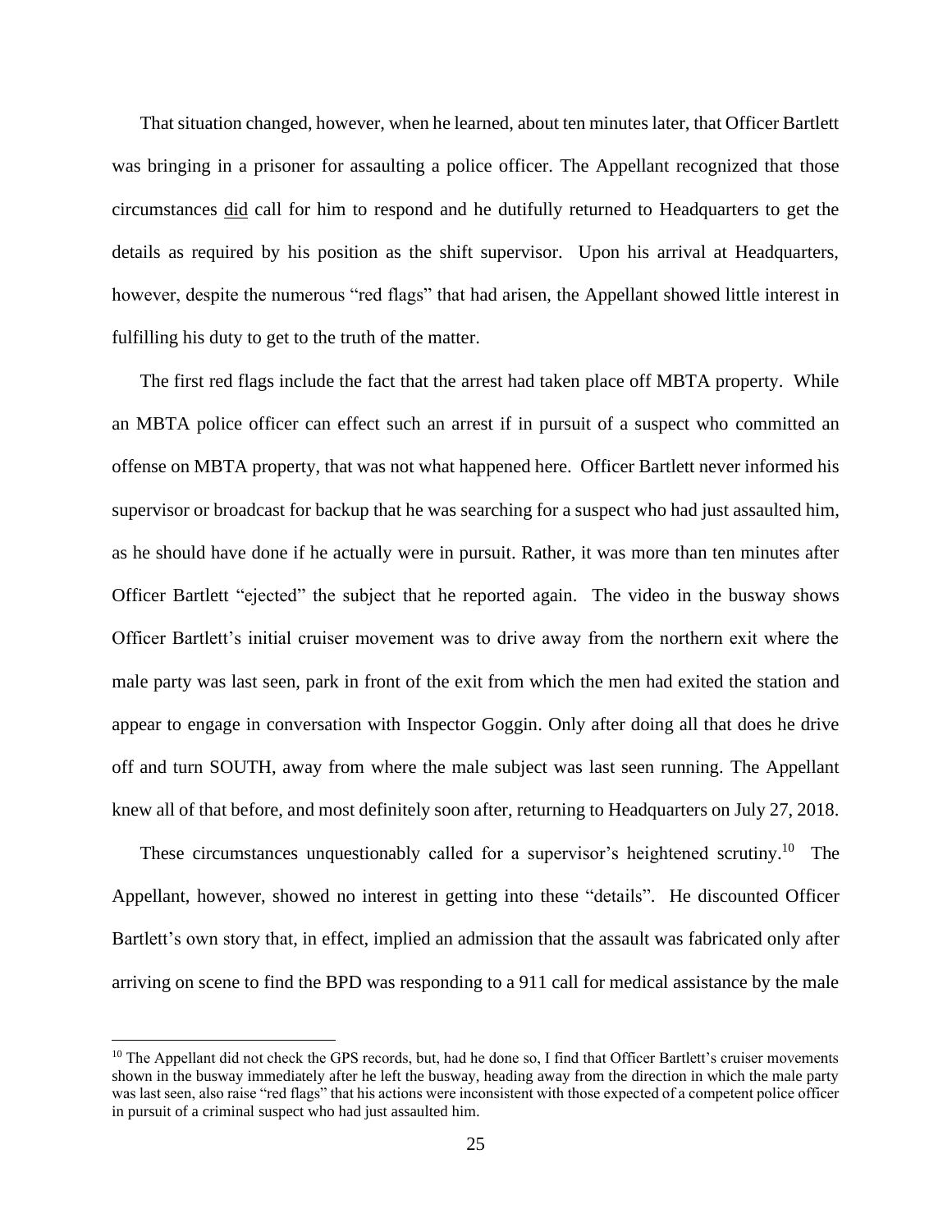That situation changed, however, when he learned, about ten minutes later, that Officer Bartlett was bringing in a prisoner for assaulting a police officer. The Appellant recognized that those circumstances did call for him to respond and he dutifully returned to Headquarters to get the details as required by his position as the shift supervisor. Upon his arrival at Headquarters, however, despite the numerous "red flags" that had arisen, the Appellant showed little interest in fulfilling his duty to get to the truth of the matter.

The first red flags include the fact that the arrest had taken place off MBTA property. While an MBTA police officer can effect such an arrest if in pursuit of a suspect who committed an offense on MBTA property, that was not what happened here. Officer Bartlett never informed his supervisor or broadcast for backup that he was searching for a suspect who had just assaulted him, as he should have done if he actually were in pursuit. Rather, it was more than ten minutes after Officer Bartlett "ejected" the subject that he reported again. The video in the busway shows Officer Bartlett's initial cruiser movement was to drive away from the northern exit where the male party was last seen, park in front of the exit from which the men had exited the station and appear to engage in conversation with Inspector Goggin. Only after doing all that does he drive off and turn SOUTH, away from where the male subject was last seen running. The Appellant knew all of that before, and most definitely soon after, returning to Headquarters on July 27, 2018.

These circumstances unquestionably called for a supervisor's heightened scrutiny.[10] The Appellant, however, showed no interest in getting into these "details". He discounted Officer Bartlett's own story that, in effect, implied an admission that the assault was fabricated only after arriving on scene to find the BPD was responding to a 911 call for medical assistance by the male

[10] The Appellant did not check the GPS records, but, had he done so, I find that Officer Bartlett's cruiser movements shown in the busway immediately after he left the busway, heading away from the direction in which the male party was last seen, also raise "red flags" that his actions were inconsistent with those expected of a competent police officer in pursuit of a criminal suspect who had just assaulted him.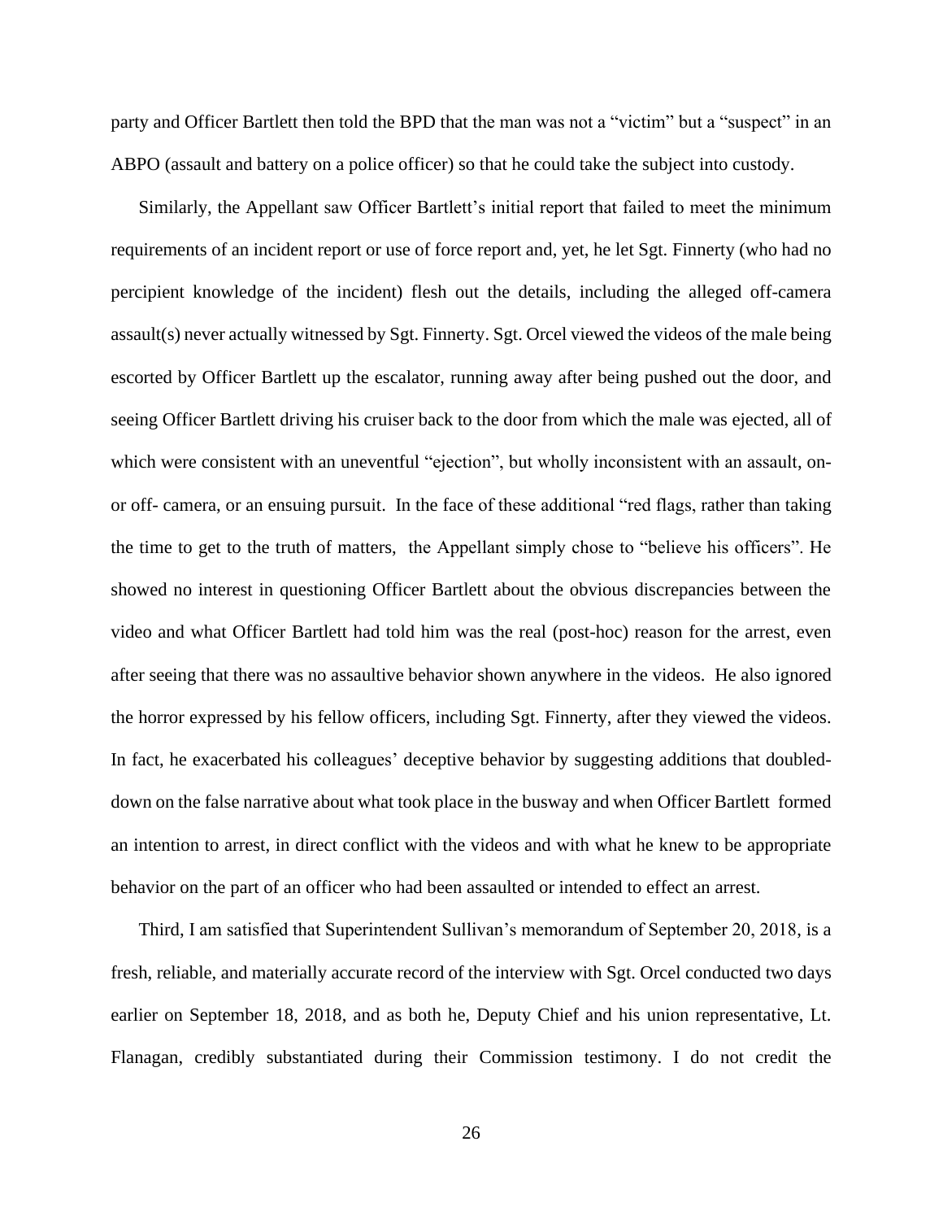party and Officer Bartlett then told the BPD that the man was not a "victim" but a "suspect" in an ABPO (assault and battery on a police officer) so that he could take the subject into custody.

Similarly, the Appellant saw Officer Bartlett's initial report that failed to meet the minimum requirements of an incident report or use of force report and, yet, he let Sgt. Finnerty (who had no percipient knowledge of the incident) flesh out the details, including the alleged off-camera assault(s) never actually witnessed by Sgt. Finnerty. Sgt. Orcel viewed the videos of the male being escorted by Officer Bartlett up the escalator, running away after being pushed out the door, and seeing Officer Bartlett driving his cruiser back to the door from which the male was ejected, all of which were consistent with an uneventful "ejection", but wholly inconsistent with an assault, on- or off- camera, or an ensuing pursuit. In the face of these additional "red flags, rather than taking the time to get to the truth of matters, the Appellant simply chose to "believe his officers". He showed no interest in questioning Officer Bartlett about the obvious discrepancies between the video and what Officer Bartlett had told him was the real (post-hoc) reason for the arrest, even after seeing that there was no assaultive behavior shown anywhere in the videos. He also ignored the horror expressed by his fellow officers, including Sgt. Finnerty, after they viewed the videos. In fact, he exacerbated his colleagues' deceptive behavior by suggesting additions that doubled-down on the false narrative about what took place in the busway and when Officer Bartlett formed an intention to arrest, in direct conflict with the videos and with what he knew to be appropriate behavior on the part of an officer who had been assaulted or intended to effect an arrest.

Third, I am satisfied that Superintendent Sullivan's memorandum of September 20, 2018, is a fresh, reliable, and materially accurate record of the interview with Sgt. Orcel conducted two days earlier on September 18, 2018, and as both he, Deputy Chief and his union representative, Lt. Flanagan, credibly substantiated during their Commission testimony. I do not credit the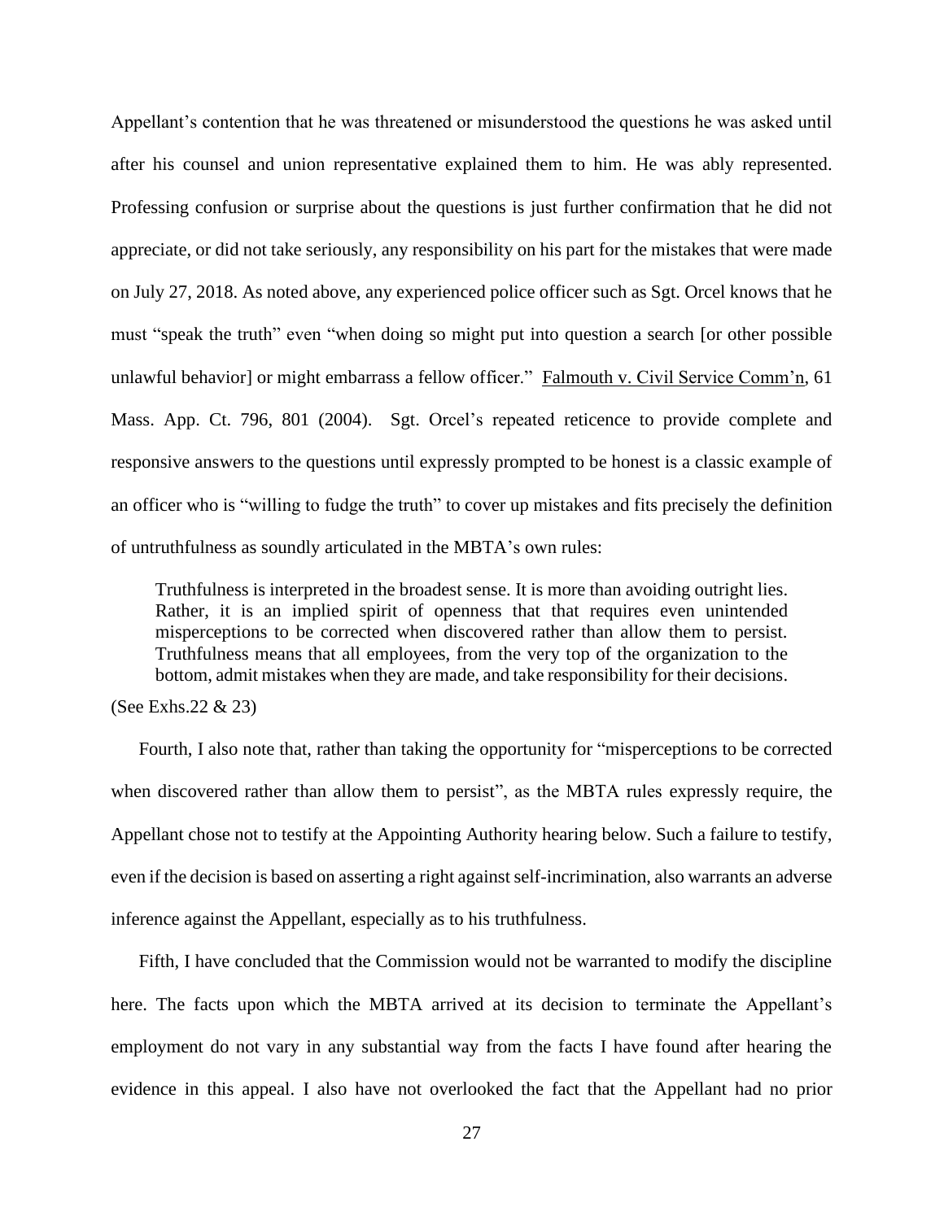Appellant's contention that he was threatened or misunderstood the questions he was asked until after his counsel and union representative explained them to him. He was ably represented. Professing confusion or surprise about the questions is just further confirmation that he did not appreciate, or did not take seriously, any responsibility on his part for the mistakes that were made on July 27, 2018. As noted above, any experienced police officer such as Sgt. Orcel knows that he must "speak the truth" even "when doing so might put into question a search [or other possible unlawful behavior] or might embarrass a fellow officer." Falmouth v. Civil Service Comm'n, 61 Mass. App. Ct. 796, 801 (2004). Sgt. Orcel's repeated reticence to provide complete and responsive answers to the questions until expressly prompted to be honest is a classic example of an officer who is "willing to fudge the truth" to cover up mistakes and fits precisely the definition of untruthfulness as soundly articulated in the MBTA's own rules:

> Truthfulness is interpreted in the broadest sense. It is more than avoiding outright lies. Rather, it is an implied spirit of openness that that requires even unintended misperceptions to be corrected when discovered rather than allow them to persist. Truthfulness means that all employees, from the very top of the organization to the bottom, admit mistakes when they are made, and take responsibility for their decisions.

(See Exhs.22 & 23)

Fourth, I also note that, rather than taking the opportunity for "misperceptions to be corrected when discovered rather than allow them to persist", as the MBTA rules expressly require, the Appellant chose not to testify at the Appointing Authority hearing below. Such a failure to testify, even if the decision is based on asserting a right against self-incrimination, also warrants an adverse inference against the Appellant, especially as to his truthfulness.

Fifth, I have concluded that the Commission would not be warranted to modify the discipline here. The facts upon which the MBTA arrived at its decision to terminate the Appellant's employment do not vary in any substantial way from the facts I have found after hearing the evidence in this appeal. I also have not overlooked the fact that the Appellant had no prior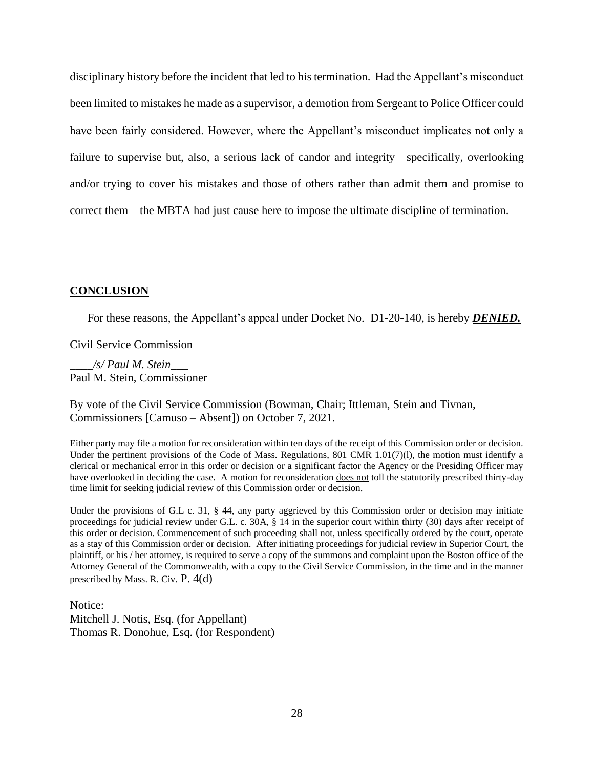disciplinary history before the incident that led to his termination. Had the Appellant's misconduct been limited to mistakes he made as a supervisor, a demotion from Sergeant to Police Officer could have been fairly considered. However, where the Appellant's misconduct implicates not only a failure to supervise but, also, a serious lack of candor and integrity—specifically, overlooking and/or trying to cover his mistakes and those of others rather than admit them and promise to correct them—the MBTA had just cause here to impose the ultimate discipline of termination.

## CONCLUSION

For these reasons, the Appellant's appeal under Docket No. D1-20-140, is hereby ***DENIED.***

Civil Service Commission

*/s/ Paul M. Stein*
Paul M. Stein, Commissioner

By vote of the Civil Service Commission (Bowman, Chair; Ittleman, Stein and Tivnan, Commissioners [Camuso – Absent]) on October 7, 2021.

Either party may file a motion for reconsideration within ten days of the receipt of this Commission order or decision. Under the pertinent provisions of the Code of Mass. Regulations, 801 CMR 1.01(7)(l), the motion must identify a clerical or mechanical error in this order or decision or a significant factor the Agency or the Presiding Officer may have overlooked in deciding the case. A motion for reconsideration does not toll the statutorily prescribed thirty-day time limit for seeking judicial review of this Commission order or decision.

Under the provisions of G.L c. 31, § 44, any party aggrieved by this Commission order or decision may initiate proceedings for judicial review under G.L. c. 30A, § 14 in the superior court within thirty (30) days after receipt of this order or decision. Commencement of such proceeding shall not, unless specifically ordered by the court, operate as a stay of this Commission order or decision. After initiating proceedings for judicial review in Superior Court, the plaintiff, or his / her attorney, is required to serve a copy of the summons and complaint upon the Boston office of the Attorney General of the Commonwealth, with a copy to the Civil Service Commission, in the time and in the manner prescribed by Mass. R. Civ. P. 4(d)

Notice:
Mitchell J. Notis, Esq. (for Appellant)
Thomas R. Donohue, Esq. (for Respondent)